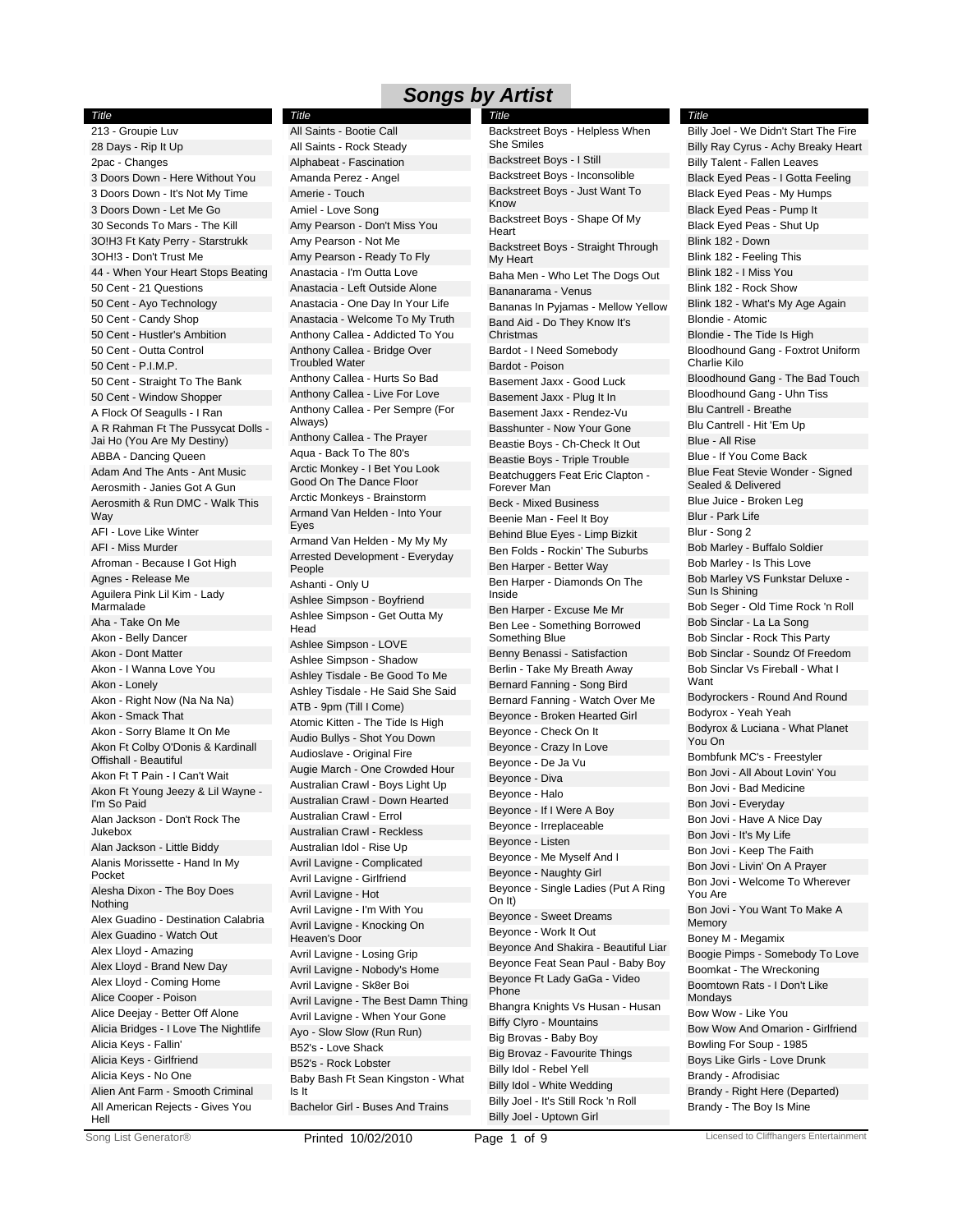# Songs by Artist

| Title |
| --- |
| 213 - Groupie Luv |
| 28 Days - Rip It Up |
| 2pac - Changes |
| 3 Doors Down - Here Without You |
| 3 Doors Down - It's Not My Time |
| 3 Doors Down - Let Me Go |
| 30 Seconds To Mars - The Kill |
| 3O!H3 Ft Katy Perry - Starstrukk |
| 3OH!3 - Don't Trust Me |
| 44 - When Your Heart Stops Beating |
| 50 Cent - 21 Questions |
| 50 Cent - Ayo Technology |
| 50 Cent - Candy Shop |
| 50 Cent - Hustler's Ambition |
| 50 Cent - Outta Control |
| 50 Cent - P.I.M.P. |
| 50 Cent - Straight To The Bank |
| 50 Cent - Window Shopper |
| A Flock Of Seagulls - I Ran |
| A R Rahman Ft The Pussycat Dolls - Jai Ho (You Are My Destiny) |
| ABBA - Dancing Queen |
| Adam And The Ants - Ant Music |
| Aerosmith - Janies Got A Gun |
| Aerosmith & Run DMC - Walk This Way |
| AFI - Love Like Winter |
| AFI - Miss Murder |
| Afroman - Because I Got High |
| Agnes - Release Me |
| Aguilera Pink Lil Kim - Lady Marmalade |
| Aha - Take On Me |
| Akon - Belly Dancer |
| Akon - Dont Matter |
| Akon - I Wanna Love You |
| Akon - Lonely |
| Akon - Right Now (Na Na Na) |
| Akon - Smack That |
| Akon - Sorry Blame It On Me |
| Akon Ft Colby O'Donis & Kardinall Offishall - Beautiful |
| Akon Ft T Pain - I Can't Wait |
| Akon Ft Young Jeezy & Lil Wayne - I'm So Paid |
| Alan Jackson - Don't Rock The Jukebox |
| Alan Jackson - Little Biddy |
| Alanis Morissette - Hand In My Pocket |
| Alesha Dixon - The Boy Does Nothing |
| Alex Guadino - Destination Calabria |
| Alex Guadino - Watch Out |
| Alex Lloyd - Amazing |
| Alex Lloyd - Brand New Day |
| Alex Lloyd - Coming Home |
| Alice Cooper - Poison |
| Alice Deejay - Better Off Alone |
| Alicia Bridges - I Love The Nightlife |
| Alicia Keys - Fallin' |
| Alicia Keys - Girlfriend |
| Alicia Keys - No One |
| Alien Ant Farm - Smooth Criminal |
| All American Rejects - Gives You Hell |
| All Saints - Bootie Call |
| All Saints - Rock Steady |
| Alphabeat - Fascination |
| Amanda Perez - Angel |
| Amerie - Touch |
| Amiel - Love Song |
| Amy Pearson - Don't Miss You |
| Amy Pearson - Not Me |
| Amy Pearson - Ready To Fly |
| Anastacia - I'm Outta Love |
| Anastacia - Left Outside Alone |
| Anastacia - One Day In Your Life |
| Anastacia - Welcome To My Truth |
| Anthony Callea - Addicted To You |
| Anthony Callea - Bridge Over Troubled Water |
| Anthony Callea - Hurts So Bad |
| Anthony Callea - Live For Love |
| Anthony Callea - Per Sempre (For Always) |
| Anthony Callea - The Prayer |
| Aqua - Back To The 80's |
| Arctic Monkey - I Bet You Look Good On The Dance Floor |
| Arctic Monkeys - Brainstorm |
| Armand Van Helden - Into Your Eyes |
| Armand Van Helden - My My My |
| Arrested Development - Everyday People |
| Ashanti - Only U |
| Ashlee Simpson - Boyfriend |
| Ashlee Simpson - Get Outta My Head |
| Ashlee Simpson - LOVE |
| Ashlee Simpson - Shadow |
| Ashley Tisdale - Be Good To Me |
| Ashley Tisdale - He Said She Said |
| ATB - 9pm (Till I Come) |
| Atomic Kitten - The Tide Is High |
| Audio Bullys - Shot You Down |
| Audioslave - Original Fire |
| Augie March - One Crowded Hour |
| Australian Crawl - Boys Light Up |
| Australian Crawl - Down Hearted |
| Australian Crawl - Errol |
| Australian Crawl - Reckless |
| Australian Idol - Rise Up |
| Avril Lavigne - Complicated |
| Avril Lavigne - Girlfriend |
| Avril Lavigne - Hot |
| Avril Lavigne - I'm With You |
| Avril Lavigne - Knocking On Heaven's Door |
| Avril Lavigne - Losing Grip |
| Avril Lavigne - Nobody's Home |
| Avril Lavigne - Sk8er Boi |
| Avril Lavigne - The Best Damn Thing |
| Avril Lavigne - When Your Gone |
| Ayo - Slow Slow (Run Run) |
| B52's - Love Shack |
| B52's - Rock Lobster |
| Baby Bash Ft Sean Kingston - What Is It |
| Bachelor Girl - Buses And Trains |
| Backstreet Boys - Helpless When She Smiles |
| Backstreet Boys - I Still |
| Backstreet Boys - Inconsolible |
| Backstreet Boys - Just Want To Know |
| Backstreet Boys - Shape Of My Heart |
| Backstreet Boys - Straight Through My Heart |
| Baha Men - Who Let The Dogs Out |
| Bananarama - Venus |
| Bananas In Pyjamas - Mellow Yellow |
| Band Aid - Do They Know It's Christmas |
| Bardot - I Need Somebody |
| Bardot - Poison |
| Basement Jaxx - Good Luck |
| Basement Jaxx - Plug It In |
| Basement Jaxx - Rendez-Vu |
| Basshunter - Now Your Gone |
| Beastie Boys - Ch-Check It Out |
| Beastie Boys - Triple Trouble |
| Beatchuggers Feat Eric Clapton - Forever Man |
| Beck - Mixed Business |
| Beenie Man - Feel It Boy |
| Behind Blue Eyes - Limp Bizkit |
| Ben Folds - Rockin' The Suburbs |
| Ben Harper - Better Way |
| Ben Harper - Diamonds On The Inside |
| Ben Harper - Excuse Me Mr |
| Ben Lee - Something Borrowed Something Blue |
| Benny Benassi - Satisfaction |
| Berlin - Take My Breath Away |
| Bernard Fanning - Song Bird |
| Bernard Fanning - Watch Over Me |
| Beyonce - Broken Hearted Girl |
| Beyonce - Check On It |
| Beyonce - Crazy In Love |
| Beyonce - De Ja Vu |
| Beyonce - Diva |
| Beyonce - Halo |
| Beyonce - If I Were A Boy |
| Beyonce - Irreplaceable |
| Beyonce - Listen |
| Beyonce - Me Myself And I |
| Beyonce - Naughty Girl |
| Beyonce - Single Ladies (Put A Ring On It) |
| Beyonce - Sweet Dreams |
| Beyonce - Work It Out |
| Beyonce And Shakira - Beautiful Liar |
| Beyonce Feat Sean Paul - Baby Boy |
| Beyonce Ft Lady GaGa - Video Phone |
| Bhangra Knights Vs Husan - Husan |
| Biffy Clyro - Mountains |
| Big Brovas - Baby Boy |
| Big Brovaz - Favourite Things |
| Billy Idol - Rebel Yell |
| Billy Idol - White Wedding |
| Billy Joel - It's Still Rock 'n Roll |
| Billy Joel - Uptown Girl |
| Billy Joel - We Didn't Start The Fire |
| Billy Ray Cyrus - Achy Breaky Heart |
| Billy Talent - Fallen Leaves |
| Black Eyed Peas - I Gotta Feeling |
| Black Eyed Peas - My Humps |
| Black Eyed Peas - Pump It |
| Black Eyed Peas - Shut Up |
| Blink 182 - Down |
| Blink 182 - Feeling This |
| Blink 182 - I Miss You |
| Blink 182 - Rock Show |
| Blink 182 - What's My Age Again |
| Blondie - Atomic |
| Blondie - The Tide Is High |
| Bloodhound Gang - Foxtrot Uniform Charlie Kilo |
| Bloodhound Gang - The Bad Touch |
| Bloodhound Gang - Uhn Tiss |
| Blu Cantrell - Breathe |
| Blu Cantrell - Hit 'Em Up |
| Blue - All Rise |
| Blue - If You Come Back |
| Blue Feat Stevie Wonder - Signed Sealed & Delivered |
| Blue Juice - Broken Leg |
| Blur - Park Life |
| Blur - Song 2 |
| Bob Marley - Buffalo Soldier |
| Bob Marley - Is This Love |
| Bob Marley VS Funkstar Deluxe - Sun Is Shining |
| Bob Seger - Old Time Rock 'n Roll |
| Bob Sinclar - La La Song |
| Bob Sinclar - Rock This Party |
| Bob Sinclar - Soundz Of Freedom |
| Bob Sinclar Vs Fireball - What I Want |
| Bodyrockers - Round And Round |
| Bodyrox - Yeah Yeah |
| Bodyrox & Luciana - What Planet You On |
| Bombfunk MC's - Freestyler |
| Bon Jovi - All About Lovin' You |
| Bon Jovi - Bad Medicine |
| Bon Jovi - Everyday |
| Bon Jovi - Have A Nice Day |
| Bon Jovi - It's My Life |
| Bon Jovi - Keep The Faith |
| Bon Jovi - Livin' On A Prayer |
| Bon Jovi - Welcome To Wherever You Are |
| Bon Jovi - You Want To Make A Memory |
| Boney M - Megamix |
| Boogie Pimps - Somebody To Love |
| Boomkat - The Wreckoning |
| Boomtown Rats - I Don't Like Mondays |
| Bow Wow - Like You |
| Bow Wow And Omarion - Girlfriend |
| Bowling For Soup - 1985 |
| Boys Like Girls - Love Drunk |
| Brandy - Afrodisiac |
| Brandy - Right Here (Departed) |
| Brandy - The Boy Is Mine |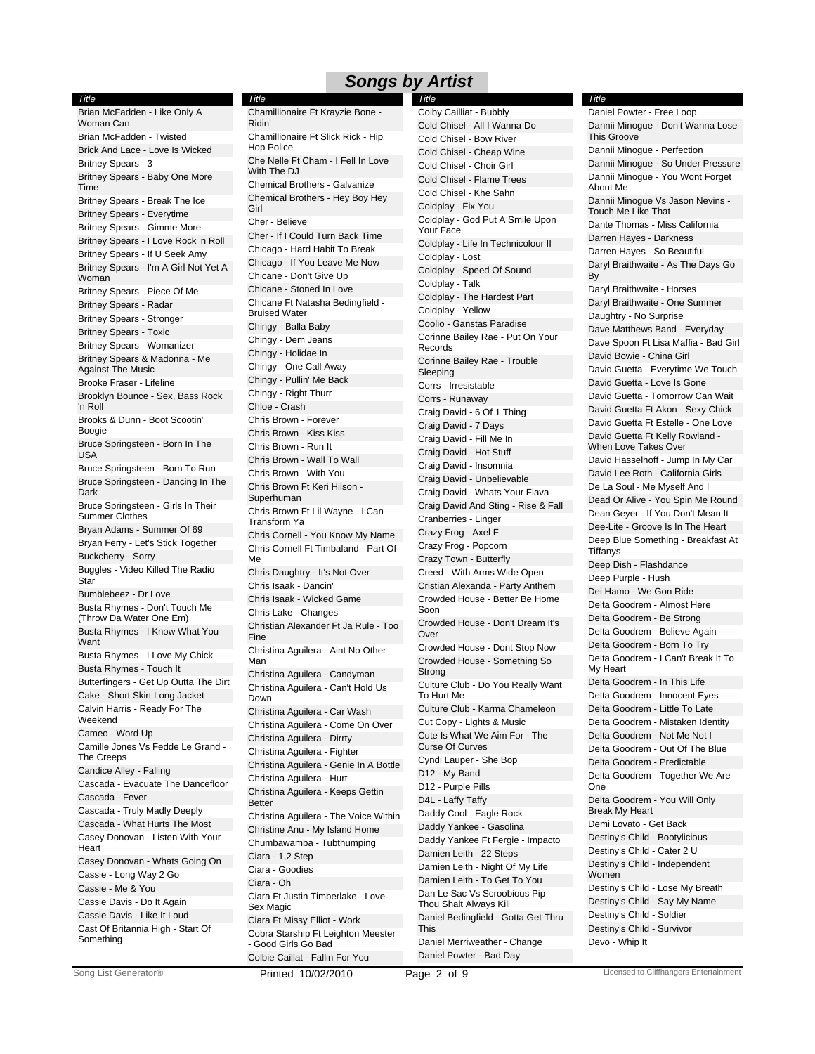# Songs by Artist

| Title |
|---|
| Brian McFadden - Like Only A Woman Can |
| Brian McFadden - Twisted |
| Brick And Lace - Love Is Wicked |
| Britney Spears - 3 |
| Britney Spears - Baby One More Time |
| Britney Spears - Break The Ice |
| Britney Spears - Everytime |
| Britney Spears - Gimme More |
| Britney Spears - I Love Rock 'n Roll |
| Britney Spears - If U Seek Amy |
| Britney Spears - I'm A Girl Not Yet A Woman |
| Britney Spears - Piece Of Me |
| Britney Spears - Radar |
| Britney Spears - Stronger |
| Britney Spears - Toxic |
| Britney Spears - Womanizer |
| Britney Spears & Madonna - Me Against The Music |
| Brooke Fraser - Lifeline |
| Brooklyn Bounce - Sex, Bass Rock 'n Roll |
| Brooks & Dunn - Boot Scootin' Boogie |
| Bruce Springsteen - Born In The USA |
| Bruce Springsteen - Born To Run |
| Bruce Springsteen - Dancing In The Dark |
| Bruce Springsteen - Girls In Their Summer Clothes |
| Bryan Adams - Summer Of 69 |
| Bryan Ferry - Let's Stick Together |
| Buckcherry - Sorry |
| Buggles - Video Killed The Radio Star |
| Bumblebeez - Dr Love |
| Busta Rhymes - Don't Touch Me (Throw Da Water One Em) |
| Busta Rhymes - I Know What You Want |
| Busta Rhymes - I Love My Chick |
| Busta Rhymes - Touch It |
| Butterfingers - Get Up Outta The Dirt |
| Cake - Short Skirt Long Jacket |
| Calvin Harris - Ready For The Weekend |
| Cameo - Word Up |
| Camille Jones Vs Fedde Le Grand - The Creeps |
| Candice Alley - Falling |
| Cascada - Evacuate The Dancefloor |
| Cascada - Fever |
| Cascada - Truly Madly Deeply |
| Cascada - What Hurts The Most |
| Casey Donovan - Listen With Your Heart |
| Casey Donovan - Whats Going On |
| Cassie - Long Way 2 Go |
| Cassie - Me & You |
| Cassie Davis - Do It Again |
| Cassie Davis - Like It Loud |
| Cast Of Britannia High - Start Of Something |

| Title |
|---|
| Chamillionaire Ft Krayzie Bone - Ridin' |
| Chamillionaire Ft Slick Rick - Hip Hop Police |
| Che Nelle Ft Cham - I Fell In Love With The DJ |
| Chemical Brothers - Galvanize |
| Chemical Brothers - Hey Boy Hey Girl |
| Cher - Believe |
| Cher - If I Could Turn Back Time |
| Chicago - Hard Habit To Break |
| Chicago - If You Leave Me Now |
| Chicane - Don't Give Up |
| Chicane - Stoned In Love |
| Chicane Ft Natasha Bedingfield - Bruised Water |
| Chingy - Balla Baby |
| Chingy - Dem Jeans |
| Chingy - Holidae In |
| Chingy - One Call Away |
| Chingy - Pullin' Me Back |
| Chingy - Right Thurr |
| Chloe - Crash |
| Chris Brown - Forever |
| Chris Brown - Kiss Kiss |
| Chris Brown - Run It |
| Chris Brown - Wall To Wall |
| Chris Brown - With You |
| Chris Brown Ft Keri Hilson - Superhuman |
| Chris Brown Ft Lil Wayne - I Can Transform Ya |
| Chris Cornell - You Know My Name |
| Chris Cornell Ft Timbaland - Part Of Me |
| Chris Daughtry - It's Not Over |
| Chris Isaak - Dancin' |
| Chris Isaak - Wicked Game |
| Chris Lake - Changes |
| Christian Alexander Ft Ja Rule - Too Fine |
| Christina Aguilera - Aint No Other Man |
| Christina Aguilera - Candyman |
| Christina Aguilera - Can't Hold Us Down |
| Christina Aguilera - Car Wash |
| Christina Aguilera - Come On Over |
| Christina Aguilera - Dirrty |
| Christina Aguilera - Fighter |
| Christina Aguilera - Genie In A Bottle |
| Christina Aguilera - Hurt |
| Christina Aguilera - Keeps Gettin Better |
| Christina Aguilera - The Voice Within |
| Christine Anu - My Island Home |
| Chumbawamba - Tubthumping |
| Ciara - 1,2 Step |
| Ciara - Goodies |
| Ciara - Oh |
| Ciara Ft Justin Timberlake - Love Sex Magic |
| Ciara Ft Missy Elliot - Work |
| Cobra Starship Ft Leighton Meester - Good Girls Go Bad |
| Colbie Caillat - Fallin For You |

| Title |
|---|
| Colby Cailliat - Bubbly |
| Cold Chisel - All I Wanna Do |
| Cold Chisel - Bow River |
| Cold Chisel - Cheap Wine |
| Cold Chisel - Choir Girl |
| Cold Chisel - Flame Trees |
| Cold Chisel - Khe Sahn |
| Coldplay - Fix You |
| Coldplay - God Put A Smile Upon Your Face |
| Coldplay - Life In Technicolour II |
| Coldplay - Lost |
| Coldplay - Speed Of Sound |
| Coldplay - Talk |
| Coldplay - The Hardest Part |
| Coldplay - Yellow |
| Coolio - Ganstas Paradise |
| Corinne Bailey Rae - Put On Your Records |
| Corinne Bailey Rae - Trouble Sleeping |
| Corrs - Irresistable |
| Corrs - Runaway |
| Craig David - 6 Of 1 Thing |
| Craig David - 7 Days |
| Craig David - Fill Me In |
| Craig David - Hot Stuff |
| Craig David - Insomnia |
| Craig David - Unbelievable |
| Craig David - Whats Your Flava |
| Craig David And Sting - Rise & Fall |
| Cranberries - Linger |
| Crazy Frog - Axel F |
| Crazy Frog - Popcorn |
| Crazy Town - Butterfly |
| Creed - With Arms Wide Open |
| Cristian Alexanda - Party Anthem |
| Crowded House - Better Be Home Soon |
| Crowded House - Don't Dream It's Over |
| Crowded House - Dont Stop Now |
| Crowded House - Something So Strong |
| Culture Club - Do You Really Want To Hurt Me |
| Culture Club - Karma Chameleon |
| Cut Copy - Lights & Music |
| Cute Is What We Aim For - The Curse Of Curves |
| Cyndi Lauper - She Bop |
| D12 - My Band |
| D12 - Purple Pills |
| D4L - Laffy Taffy |
| Daddy Cool - Eagle Rock |
| Daddy Yankee - Gasolina |
| Daddy Yankee Ft Fergie - Impacto |
| Damien Leith - 22 Steps |
| Damien Leith - Night Of My Life |
| Damien Leith - To Get To You |
| Dan Le Sac Vs Scroobious Pip - Thou Shalt Always Kill |
| Daniel Bedingfield - Gotta Get Thru This |
| Daniel Merriweather - Change |
| Daniel Powter - Bad Day |

| Title |
|---|
| Daniel Powter - Free Loop |
| Dannii Minogue - Don't Wanna Lose This Groove |
| Dannii Minogue - Perfection |
| Dannii Minogue - So Under Pressure |
| Dannii Minogue - You Wont Forget About Me |
| Dannii Minogue Vs Jason Nevins - Touch Me Like That |
| Dante Thomas - Miss California |
| Darren Hayes - Darkness |
| Darren Hayes - So Beautiful |
| Daryl Braithwaite - As The Days Go By |
| Daryl Braithwaite - Horses |
| Daryl Braithwaite - One Summer |
| Daughtry - No Surprise |
| Dave Matthews Band - Everyday |
| Dave Spoon Ft Lisa Maffia - Bad Girl |
| David Bowie - China Girl |
| David Guetta - Everytime We Touch |
| David Guetta - Love Is Gone |
| David Guetta - Tomorrow Can Wait |
| David Guetta Ft Akon - Sexy Chick |
| David Guetta Ft Estelle - One Love |
| David Guetta Ft Kelly Rowland - When Love Takes Over |
| David Hasselhoff - Jump In My Car |
| David Lee Roth - California Girls |
| De La Soul - Me Myself And I |
| Dead Or Alive - You Spin Me Round |
| Dean Geyer - If You Don't Mean It |
| Dee-Lite - Groove Is In The Heart |
| Deep Blue Something - Breakfast At Tiffanys |
| Deep Dish - Flashdance |
| Deep Purple - Hush |
| Dei Hamo - We Gon Ride |
| Delta Goodrem - Almost Here |
| Delta Goodrem - Be Strong |
| Delta Goodrem - Believe Again |
| Delta Goodrem - Born To Try |
| Delta Goodrem - I Can't Break It To My Heart |
| Delta Goodrem - In This Life |
| Delta Goodrem - Innocent Eyes |
| Delta Goodrem - Little To Late |
| Delta Goodrem - Mistaken Identity |
| Delta Goodrem - Not Me Not I |
| Delta Goodrem - Out Of The Blue |
| Delta Goodrem - Predictable |
| Delta Goodrem - Together We Are One |
| Delta Goodrem - You Will Only Break My Heart |
| Demi Lovato - Get Back |
| Destiny's Child - Bootylicious |
| Destiny's Child - Cater 2 U |
| Destiny's Child - Independent Women |
| Destiny's Child - Lose My Breath |
| Destiny's Child - Say My Name |
| Destiny's Child - Soldier |
| Destiny's Child - Survivor |
| Devo - Whip It |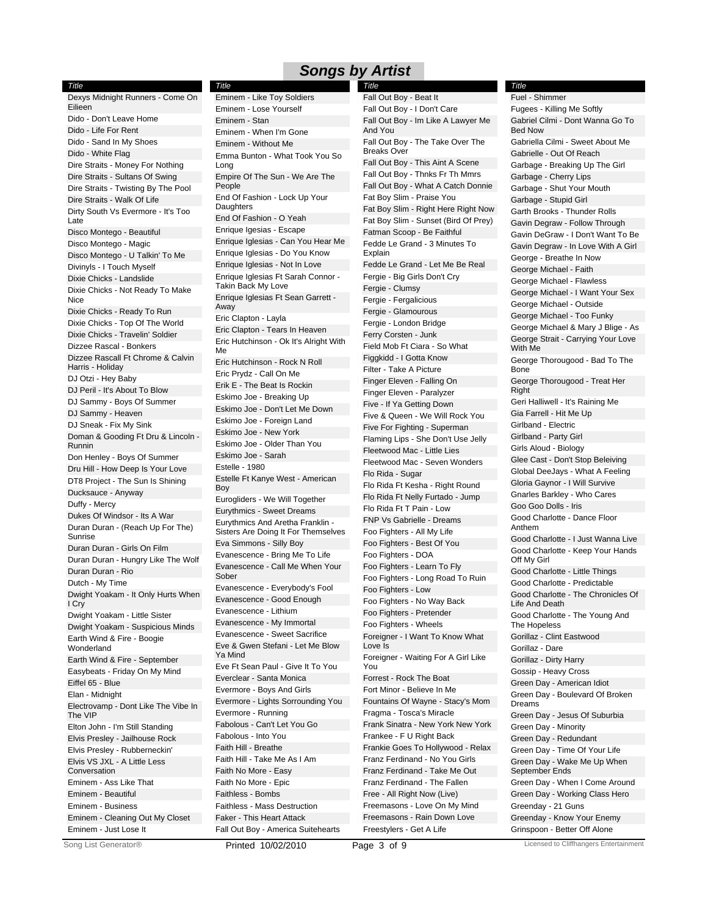# Songs by Artist

| Title |
| --- |
| Dexys Midnight Runners - Come On Eilieen |
| Dido - Don't Leave Home |
| Dido - Life For Rent |
| Dido - Sand In My Shoes |
| Dido - White Flag |
| Dire Straits - Money For Nothing |
| Dire Straits - Sultans Of Swing |
| Dire Straits - Twisting By The Pool |
| Dire Straits - Walk Of Life |
| Dirty South Vs Evermore - It's Too Late |
| Disco Montego - Beautiful |
| Disco Montego - Magic |
| Disco Montego - U Talkin' To Me |
| Divinyls - I Touch Myself |
| Dixie Chicks - Landslide |
| Dixie Chicks - Not Ready To Make Nice |
| Dixie Chicks - Ready To Run |
| Dixie Chicks - Top Of The World |
| Dixie Chicks - Travelin' Soldier |
| Dizzee Rascal - Bonkers |
| Dizzee Rascall Ft Chrome & Calvin Harris - Holiday |
| DJ Otzi - Hey Baby |
| DJ Peril - It's About To Blow |
| DJ Sammy - Boys Of Summer |
| DJ Sammy - Heaven |
| DJ Sneak - Fix My Sink |
| Doman & Gooding Ft Dru & Lincoln - Runnin |
| Don Henley - Boys Of Summer |
| Dru Hill - How Deep Is Your Love |
| DT8 Project - The Sun Is Shining |
| Ducksauce - Anyway |
| Duffy - Mercy |
| Dukes Of Windsor - Its A War |
| Duran Duran - (Reach Up For The) Sunrise |
| Duran Duran - Girls On Film |
| Duran Duran - Hungry Like The Wolf |
| Duran Duran - Rio |
| Dutch - My Time |
| Dwight Yoakam - It Only Hurts When I Cry |
| Dwight Yoakam - Little Sister |
| Dwight Yoakam - Suspicious Minds |
| Earth Wind & Fire - Boogie Wonderland |
| Earth Wind & Fire - September |
| Easybeats - Friday On My Mind |
| Eiffel 65 - Blue |
| Elan - Midnight |
| Electrovamp - Dont Like The Vibe In The VIP |
| Elton John - I'm Still Standing |
| Elvis Presley - Jailhouse Rock |
| Elvis Presley - Rubberneckin' |
| Elvis VS JXL - A Little Less Conversation |
| Eminem - Ass Like That |
| Eminem - Beautiful |
| Eminem - Business |
| Eminem - Cleaning Out My Closet |
| Eminem - Just Lose It |
| Eminem - Like Toy Soldiers |
| Eminem - Lose Yourself |
| Eminem - Stan |
| Eminem - When I'm Gone |
| Eminem - Without Me |
| Emma Bunton - What Took You So Long |
| Empire Of The Sun - We Are The People |
| End Of Fashion - Lock Up Your Daughters |
| End Of Fashion - O Yeah |
| Enrique Igesias - Escape |
| Enrique Iglesias - Can You Hear Me |
| Enrique Iglesias - Do You Know |
| Enrique Iglesias - Not In Love |
| Enrique Iglesias Ft Sarah Connor - Takin Back My Love |
| Enrique Iglesias Ft Sean Garrett - Away |
| Eric Clapton - Layla |
| Eric Clapton - Tears In Heaven |
| Eric Hutchinson - Ok It's Alright With Me |
| Eric Hutchinson - Rock N Roll |
| Eric Prydz - Call On Me |
| Erik E - The Beat Is Rockin |
| Eskimo Joe - Breaking Up |
| Eskimo Joe - Don't Let Me Down |
| Eskimo Joe - Foreign Land |
| Eskimo Joe - New York |
| Eskimo Joe - Older Than You |
| Eskimo Joe - Sarah |
| Estelle - 1980 |
| Estelle Ft Kanye West - American Boy |
| Eurogliders - We Will Together |
| Eurythmics - Sweet Dreams |
| Eurythmics And Aretha Franklin - Sisters Are Doing It For Themselves |
| Eva Simmons - Silly Boy |
| Evanescence - Bring Me To Life |
| Evanescence - Call Me When Your Sober |
| Evanescence - Everybody's Fool |
| Evanescence - Good Enough |
| Evanescence - Lithium |
| Evanescence - My Immortal |
| Evanescence - Sweet Sacrifice |
| Eve & Gwen Stefani - Let Me Blow Ya Mind |
| Eve Ft Sean Paul - Give It To You |
| Everclear - Santa Monica |
| Evermore - Boys And Girls |
| Evermore - Lights Sorrounding You |
| Evermore - Running |
| Fabolous - Can't Let You Go |
| Fabolous - Into You |
| Faith Hill - Breathe |
| Faith Hill - Take Me As I Am |
| Faith No More - Easy |
| Faith No More - Epic |
| Faithless - Bombs |
| Faithless - Mass Destruction |
| Faker - This Heart Attack |
| Fall Out Boy - America Suitehearts |
| Fall Out Boy - Beat It |
| Fall Out Boy - I Don't Care |
| Fall Out Boy - Im Like A Lawyer Me And You |
| Fall Out Boy - The Take Over The Breaks Over |
| Fall Out Boy - This Aint A Scene |
| Fall Out Boy - Thnks Fr Th Mmrs |
| Fall Out Boy - What A Catch Donnie |
| Fat Boy Slim - Praise You |
| Fat Boy Slim - Right Here Right Now |
| Fat Boy Slim - Sunset (Bird Of Prey) |
| Fatman Scoop - Be Faithful |
| Fedde Le Grand - 3 Minutes To Explain |
| Fedde Le Grand - Let Me Be Real |
| Fergie - Big Girls Don't Cry |
| Fergie - Clumsy |
| Fergie - Fergalicious |
| Fergie - Glamourous |
| Fergie - London Bridge |
| Ferry Corsten - Junk |
| Field Mob Ft Ciara - So What |
| Figgkidd - I Gotta Know |
| Filter - Take A Picture |
| Finger Eleven - Falling On |
| Finger Eleven - Paralyzer |
| Five - If Ya Getting Down |
| Five & Queen - We Will Rock You |
| Five For Fighting - Superman |
| Flaming Lips - She Don't Use Jelly |
| Fleetwood Mac - Little Lies |
| Fleetwood Mac - Seven Wonders |
| Flo Rida - Sugar |
| Flo Rida Ft Kesha - Right Round |
| Flo Rida Ft Nelly Furtado - Jump |
| Flo Rida Ft T Pain - Low |
| FNP Vs Gabrielle - Dreams |
| Foo Fighters - All My Life |
| Foo Fighters - Best Of You |
| Foo Fighters - DOA |
| Foo Fighters - Learn To Fly |
| Foo Fighters - Long Road To Ruin |
| Foo Fighters - Low |
| Foo Fighters - No Way Back |
| Foo Fighters - Pretender |
| Foo Fighters - Wheels |
| Foreigner - I Want To Know What Love Is |
| Foreigner - Waiting For A Girl Like You |
| Forrest - Rock The Boat |
| Fort Minor - Believe In Me |
| Fountains Of Wayne - Stacy's Mom |
| Fragma - Tosca's Miracle |
| Frank Sinatra - New York New York |
| Frankee - F U Right Back |
| Frankie Goes To Hollywood - Relax |
| Franz Ferdinand - No You Girls |
| Franz Ferdinand - Take Me Out |
| Franz Ferdinand - The Fallen |
| Free - All Right Now (Live) |
| Freemasons - Love On My Mind |
| Freemasons - Rain Down Love |
| Freestylers - Get A Life |
| Fuel - Shimmer |
| Fugees - Killing Me Softly |
| Gabriel Cilmi - Dont Wanna Go To Bed Now |
| Gabriella Cilmi - Sweet About Me |
| Gabrielle - Out Of Reach |
| Garbage - Breaking Up The Girl |
| Garbage - Cherry Lips |
| Garbage - Shut Your Mouth |
| Garbage - Stupid Girl |
| Garth Brooks - Thunder Rolls |
| Gavin Degraw - Follow Through |
| Gavin DeGraw - I Don't Want To Be |
| Gavin Degraw - In Love With A Girl |
| George - Breathe In Now |
| George Michael - Faith |
| George Michael - Flawless |
| George Michael - I Want Your Sex |
| George Michael - Outside |
| George Michael - Too Funky |
| George Michael & Mary J Blige - As |
| George Strait - Carrying Your Love With Me |
| George Thorougood - Bad To The Bone |
| George Thorougood - Treat Her Right |
| Geri Halliwell - It's Raining Me |
| Gia Farrell - Hit Me Up |
| Girlband - Electric |
| Girlband - Party Girl |
| Girls Aloud - Biology |
| Glee Cast - Don't Stop Beleiving |
| Global DeeJays - What A Feeling |
| Gloria Gaynor - I Will Survive |
| Gnarles Barkley - Who Cares |
| Goo Goo Dolls - Iris |
| Good Charlotte - Dance Floor Anthem |
| Good Charlotte - I Just Wanna Live |
| Good Charlotte - Keep Your Hands Off My Girl |
| Good Charlotte - Little Things |
| Good Charlotte - Predictable |
| Good Charlotte - The Chronicles Of Life And Death |
| Good Charlotte - The Young And The Hopeless |
| Gorillaz - Clint Eastwood |
| Gorillaz - Dare |
| Gorillaz - Dirty Harry |
| Gossip - Heavy Cross |
| Green Day - American Idiot |
| Green Day - Boulevard Of Broken Dreams |
| Green Day - Jesus Of Suburbia |
| Green Day - Minority |
| Green Day - Redundant |
| Green Day - Time Of Your Life |
| Green Day - Wake Me Up When September Ends |
| Green Day - When I Come Around |
| Green Day - Working Class Hero |
| Greenday - 21 Guns |
| Greenday - Know Your Enemy |
| Grinspoon - Better Off Alone |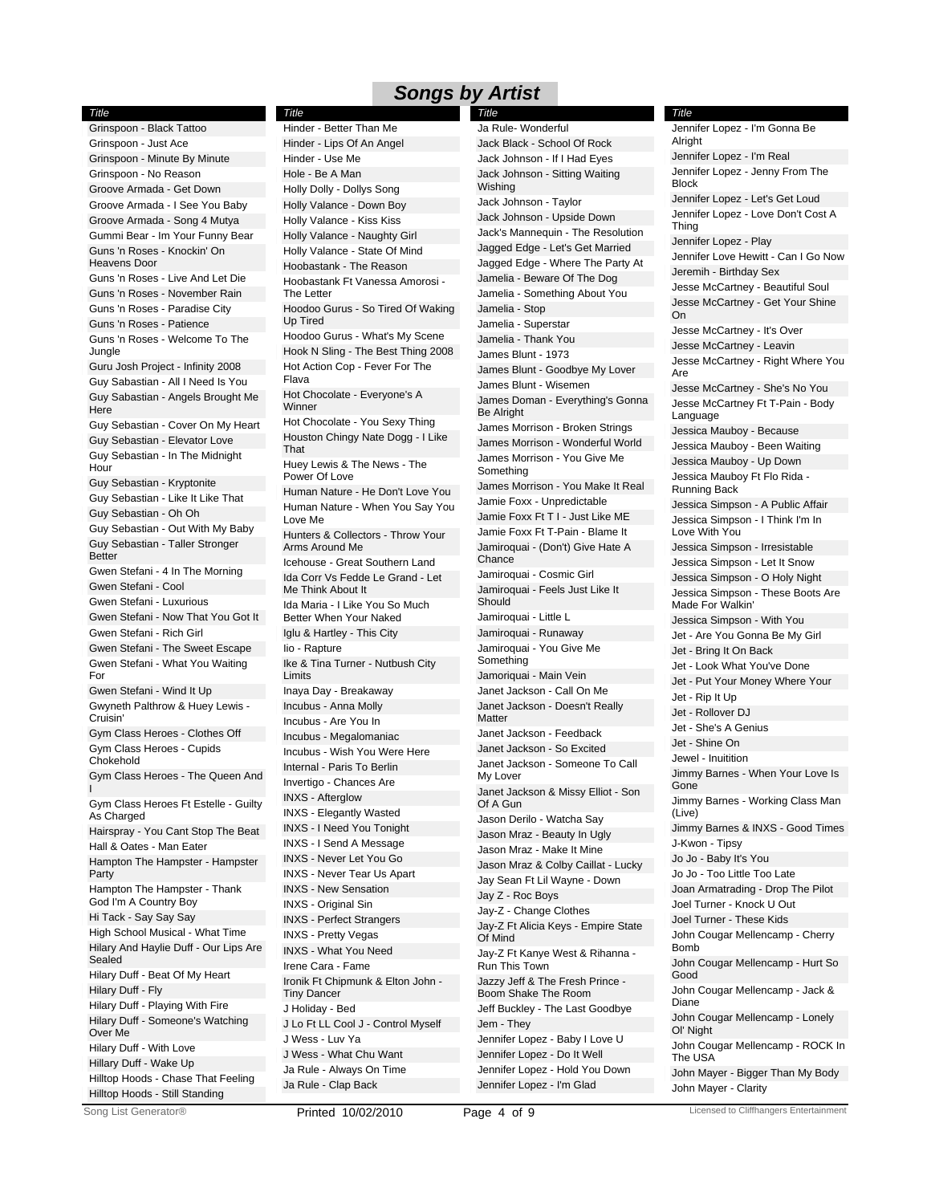# Songs by Artist

| Title |
|---|
| Grinspoon - Black Tattoo |
| Grinspoon - Just Ace |
| Grinspoon - Minute By Minute |
| Grinspoon - No Reason |
| Groove Armada - Get Down |
| Groove Armada - I See You Baby |
| Groove Armada - Song 4 Mutya |
| Gummi Bear - Im Your Funny Bear |
| Guns 'n Roses - Knockin' On Heavens Door |
| Guns 'n Roses - Live And Let Die |
| Guns 'n Roses - November Rain |
| Guns 'n Roses - Paradise City |
| Guns 'n Roses - Patience |
| Guns 'n Roses - Welcome To The Jungle |
| Guru Josh Project - Infinity 2008 |
| Guy Sabastian - All I Need Is You |
| Guy Sabastian - Angels Brought Me Here |
| Guy Sebastian - Cover On My Heart |
| Guy Sebastian - Elevator Love |
| Guy Sebastian - In The Midnight Hour |
| Guy Sebastian - Kryptonite |
| Guy Sebastian - Like It Like That |
| Guy Sebastian - Oh Oh |
| Guy Sebastian - Out With My Baby |
| Guy Sebastian - Taller Stronger Better |
| Gwen Stefani - 4 In The Morning |
| Gwen Stefani - Cool |
| Gwen Stefani - Luxurious |
| Gwen Stefani - Now That You Got It |
| Gwen Stefani - Rich Girl |
| Gwen Stefani - The Sweet Escape |
| Gwen Stefani - What You Waiting For |
| Gwen Stefani - Wind It Up |
| Gwyneth Palthrow & Huey Lewis - Cruisin' |
| Gym Class Heroes - Clothes Off |
| Gym Class Heroes - Cupids Chokehold |
| Gym Class Heroes - The Queen And I |
| Gym Class Heroes Ft Estelle - Guilty As Charged |
| Hairspray - You Cant Stop The Beat |
| Hall & Oates - Man Eater |
| Hampton The Hampster - Hampster Party |
| Hampton The Hampster - Thank God I'm A Country Boy |
| Hi Tack - Say Say Say |
| High School Musical - What Time |
| Hilary And Haylie Duff - Our Lips Are Sealed |
| Hilary Duff - Beat Of My Heart |
| Hilary Duff - Fly |
| Hilary Duff - Playing With Fire |
| Hilary Duff - Someone's Watching Over Me |
| Hilary Duff - With Love |
| Hillary Duff - Wake Up |
| Hilltop Hoods - Chase That Feeling |
| Hilltop Hoods - Still Standing |

| Title |
|---|
| Hinder - Better Than Me |
| Hinder - Lips Of An Angel |
| Hinder - Use Me |
| Hole - Be A Man |
| Holly Dolly - Dollys Song |
| Holly Valance - Down Boy |
| Holly Valance - Kiss Kiss |
| Holly Valance - Naughty Girl |
| Holly Valance - State Of Mind |
| Hoobastank - The Reason |
| Hoobastank Ft Vanessa Amorosi - The Letter |
| Hoodoo Gurus - So Tired Of Waking Up Tired |
| Hoodoo Gurus - What's My Scene |
| Hook N Sling - The Best Thing 2008 |
| Hot Action Cop - Fever For The Flava |
| Hot Chocolate - Everyone's A Winner |
| Hot Chocolate - You Sexy Thing |
| Houston Chingy Nate Dogg - I Like That |
| Huey Lewis & The News - The Power Of Love |
| Human Nature - He Don't Love You |
| Human Nature - When You Say You Love Me |
| Hunters & Collectors - Throw Your Arms Around Me |
| Icehouse - Great Southern Land |
| Ida Corr Vs Fedde Le Grand - Let Me Think About It |
| Ida Maria - I Like You So Much Better When Your Naked |
| Iglu & Hartley - This City |
| Iio - Rapture |
| Ike & Tina Turner - Nutbush City Limits |
| Inaya Day - Breakaway |
| Incubus - Anna Molly |
| Incubus - Are You In |
| Incubus - Megalomaniac |
| Incubus - Wish You Were Here |
| Internal - Paris To Berlin |
| Invertigo - Chances Are |
| INXS - Afterglow |
| INXS - Elegantly Wasted |
| INXS - I Need You Tonight |
| INXS - I Send A Message |
| INXS - Never Let You Go |
| INXS - Never Tear Us Apart |
| INXS - New Sensation |
| INXS - Original Sin |
| INXS - Perfect Strangers |
| INXS - Pretty Vegas |
| INXS - What You Need |
| Irene Cara - Fame |
| Ironik Ft Chipmunk & Elton John - Tiny Dancer |
| J Holiday - Bed |
| J Lo Ft LL Cool J - Control Myself |
| J Wess - Luv Ya |
| J Wess - What Chu Want |
| Ja Rule - Always On Time |
| Ja Rule - Clap Back |

| Title |
|---|
| Ja Rule- Wonderful |
| Jack Black - School Of Rock |
| Jack Johnson - If I Had Eyes |
| Jack Johnson - Sitting Waiting Wishing |
| Jack Johnson - Taylor |
| Jack Johnson - Upside Down |
| Jack's Mannequin - The Resolution |
| Jagged Edge - Let's Get Married |
| Jagged Edge - Where The Party At |
| Jamelia - Beware Of The Dog |
| Jamelia - Something About You |
| Jamelia - Stop |
| Jamelia - Superstar |
| Jamelia - Thank You |
| James Blunt - 1973 |
| James Blunt - Goodbye My Lover |
| James Blunt - Wisemen |
| James Doman - Everything's Gonna Be Alright |
| James Morrison - Broken Strings |
| James Morrison - Wonderful World |
| James Morrison - You Give Me Something |
| James Morrison - You Make It Real |
| Jamie Foxx - Unpredictable |
| Jamie Foxx Ft T I - Just Like ME |
| Jamie Foxx Ft T-Pain - Blame It |
| Jamiroquai - (Don't) Give Hate A Chance |
| Jamiroquai - Cosmic Girl |
| Jamiroquai - Feels Just Like It Should |
| Jamiroquai - Little L |
| Jamiroquai - Runaway |
| Jamiroquai - You Give Me Something |
| Jamoriquai - Main Vein |
| Janet Jackson - Call On Me |
| Janet Jackson - Doesn't Really Matter |
| Janet Jackson - Feedback |
| Janet Jackson - So Excited |
| Janet Jackson - Someone To Call My Lover |
| Janet Jackson & Missy Elliot - Son Of A Gun |
| Jason Derilo - Watcha Say |
| Jason Mraz - Beauty In Ugly |
| Jason Mraz - Make It Mine |
| Jason Mraz & Colby Caillat - Lucky |
| Jay Sean Ft Lil Wayne - Down |
| Jay Z - Roc Boys |
| Jay-Z - Change Clothes |
| Jay-Z Ft Alicia Keys - Empire State Of Mind |
| Jay-Z Ft Kanye West & Rihanna - Run This Town |
| Jazzy Jeff & The Fresh Prince - Boom Shake The Room |
| Jeff Buckley - The Last Goodbye |
| Jem - They |
| Jennifer Lopez - Baby I Love U |
| Jennifer Lopez - Do It Well |
| Jennifer Lopez - Hold You Down |
| Jennifer Lopez - I'm Glad |

| Title |
|---|
| Jennifer Lopez - I'm Gonna Be Alright |
| Jennifer Lopez - I'm Real |
| Jennifer Lopez - Jenny From The Block |
| Jennifer Lopez - Let's Get Loud |
| Jennifer Lopez - Love Don't Cost A Thing |
| Jennifer Lopez - Play |
| Jennifer Love Hewitt - Can I Go Now |
| Jeremih - Birthday Sex |
| Jesse McCartney - Beautiful Soul |
| Jesse McCartney - Get Your Shine On |
| Jesse McCartney - It's Over |
| Jesse McCartney - Leavin |
| Jesse McCartney - Right Where You Are |
| Jesse McCartney - She's No You |
| Jesse McCartney Ft T-Pain - Body Language |
| Jessica Mauboy - Because |
| Jessica Mauboy - Been Waiting |
| Jessica Mauboy - Up Down |
| Jessica Mauboy Ft Flo Rida - Running Back |
| Jessica Simpson - A Public Affair |
| Jessica Simpson - I Think I'm In Love With You |
| Jessica Simpson - Irresistable |
| Jessica Simpson - Let It Snow |
| Jessica Simpson - O Holy Night |
| Jessica Simpson - These Boots Are Made For Walkin' |
| Jessica Simpson - With You |
| Jet - Are You Gonna Be My Girl |
| Jet - Bring It On Back |
| Jet - Look What You've Done |
| Jet - Put Your Money Where Your |
| Jet - Rip It Up |
| Jet - Rollover DJ |
| Jet - She's A Genius |
| Jet - Shine On |
| Jewel - Inuitition |
| Jimmy Barnes - When Your Love Is Gone |
| Jimmy Barnes - Working Class Man (Live) |
| Jimmy Barnes & INXS - Good Times |
| J-Kwon - Tipsy |
| Jo Jo - Baby It's You |
| Jo Jo - Too Little Too Late |
| Joan Armatrading - Drop The Pilot |
| Joel Turner - Knock U Out |
| Joel Turner - These Kids |
| John Cougar Mellencamp - Cherry Bomb |
| John Cougar Mellencamp - Hurt So Good |
| John Cougar Mellencamp - Jack & Diane |
| John Cougar Mellencamp - Lonely Ol' Night |
| John Cougar Mellencamp - ROCK In The USA |
| John Mayer - Bigger Than My Body |
| John Mayer - Clarity |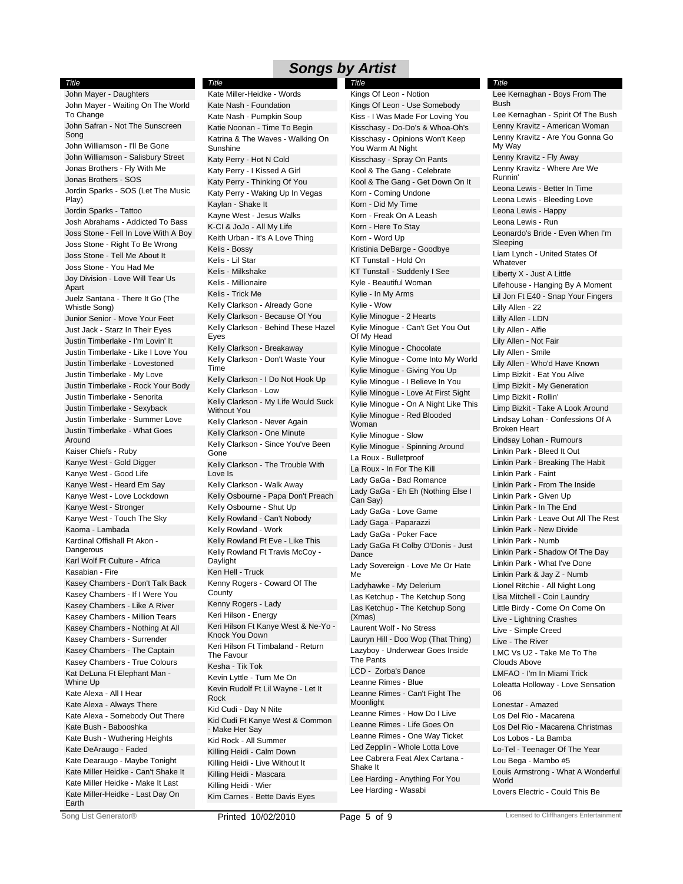# Songs by Artist

| Title |
|---|
| John Mayer - Daughters |
| John Mayer - Waiting On The World To Change |
| John Safran - Not The Sunscreen Song |
| John Williamson - I'll Be Gone |
| John Williamson - Salisbury Street |
| Jonas Brothers - Fly With Me |
| Jonas Brothers - SOS |
| Jordin Sparks - SOS (Let The Music Play) |
| Jordin Sparks - Tattoo |
| Josh Abrahams - Addicted To Bass |
| Joss Stone - Fell In Love With A Boy |
| Joss Stone - Right To Be Wrong |
| Joss Stone - Tell Me About It |
| Joss Stone - You Had Me |
| Joy Division - Love Will Tear Us Apart |
| Juelz Santana - There It Go (The Whistle Song) |
| Junior Senior - Move Your Feet |
| Just Jack - Starz In Their Eyes |
| Justin Timberlake - I'm Lovin' It |
| Justin Timberlake - Like I Love You |
| Justin Timberlake - Lovestoned |
| Justin Timberlake - My Love |
| Justin Timberlake - Rock Your Body |
| Justin Timberlake - Senorita |
| Justin Timberlake - Sexyback |
| Justin Timberlake - Summer Love |
| Justin Timberlake - What Goes Around |
| Kaiser Chiefs - Ruby |
| Kanye West - Gold Digger |
| Kanye West - Good Life |
| Kanye West - Heard Em Say |
| Kanye West - Love Lockdown |
| Kanye West - Stronger |
| Kanye West - Touch The Sky |
| Kaoma - Lambada |
| Kardinal Offishall Ft Akon - Dangerous |
| Karl Wolf Ft Culture - Africa |
| Kasabian - Fire |
| Kasey Chambers - Don't Talk Back |
| Kasey Chambers - If I Were You |
| Kasey Chambers - Like A River |
| Kasey Chambers - Million Tears |
| Kasey Chambers - Nothing At All |
| Kasey Chambers - Surrender |
| Kasey Chambers - The Captain |
| Kasey Chambers - True Colours |
| Kat DeLuna Ft Elephant Man - Whine Up |
| Kate Alexa - All I Hear |
| Kate Alexa - Always There |
| Kate Alexa - Somebody Out There |
| Kate Bush - Babooshka |
| Kate Bush - Wuthering Heights |
| Kate DeAraugo - Faded |
| Kate Dearaugo - Maybe Tonight |
| Kate Miller Heidke - Can't Shake It |
| Kate Miller Heidke - Make It Last |
| Kate Miller-Heidke - Last Day On Earth |
| Kate Miller-Heidke - Words |
| Kate Nash - Foundation |
| Kate Nash - Pumpkin Soup |
| Katie Noonan - Time To Begin |
| Katrina & The Waves - Walking On Sunshine |
| Katy Perry - Hot N Cold |
| Katy Perry - I Kissed A Girl |
| Katy Perry - Thinking Of You |
| Katy Perry - Waking Up In Vegas |
| Kaylan - Shake It |
| Kayne West - Jesus Walks |
| K-CI & JoJo - All My Life |
| Keith Urban - It's A Love Thing |
| Kelis - Bossy |
| Kelis - Lil Star |
| Kelis - Milkshake |
| Kelis - Millionaire |
| Kelis - Trick Me |
| Kelly Clarkson - Already Gone |
| Kelly Clarkson - Because Of You |
| Kelly Clarkson - Behind These Hazel Eyes |
| Kelly Clarkson - Breakaway |
| Kelly Clarkson - Don't Waste Your Time |
| Kelly Clarkson - I Do Not Hook Up |
| Kelly Clarkson - Low |
| Kelly Clarkson - My Life Would Suck Without You |
| Kelly Clarkson - Never Again |
| Kelly Clarkson - One Minute |
| Kelly Clarkson - Since You've Been Gone |
| Kelly Clarkson - The Trouble With Love Is |
| Kelly Clarkson - Walk Away |
| Kelly Osbourne - Papa Don't Preach |
| Kelly Osbourne - Shut Up |
| Kelly Rowland - Can't Nobody |
| Kelly Rowland - Work |
| Kelly Rowland Ft Eve - Like This |
| Kelly Rowland Ft Travis McCoy - Daylight |
| Ken Hell - Truck |
| Kenny Rogers - Coward Of The County |
| Kenny Rogers - Lady |
| Keri Hilson - Energy |
| Keri Hilson Ft Kanye West & Ne-Yo - Knock You Down |
| Keri Hilson Ft Timbaland - Return The Favour |
| Kesha - Tik Tok |
| Kevin Lyttle - Turn Me On |
| Kevin Rudolf Ft Lil Wayne - Let It Rock |
| Kid Cudi - Day N Nite |
| Kid Cudi Ft Kanye West & Common - Make Her Say |
| Kid Rock - All Summer |
| Killing Heidi - Calm Down |
| Killing Heidi - Live Without It |
| Killing Heidi - Mascara |
| Killing Heidi - Wier |
| Kim Carnes - Bette Davis Eyes |
| Kings Of Leon - Notion |
| Kings Of Leon - Use Somebody |
| Kiss - I Was Made For Loving You |
| Kisschasy - Do-Do's & Whoa-Oh's |
| Kisschasy - Opinions Won't Keep You Warm At Night |
| Kisschasy - Spray On Pants |
| Kool & The Gang - Celebrate |
| Kool & The Gang - Get Down On It |
| Korn - Coming Undone |
| Korn - Did My Time |
| Korn - Freak On A Leash |
| Korn - Here To Stay |
| Korn - Word Up |
| Kristinia DeBarge - Goodbye |
| KT Tunstall - Hold On |
| KT Tunstall - Suddenly I See |
| Kyle - Beautiful Woman |
| Kylie - In My Arms |
| Kylie - Wow |
| Kylie Minogue - 2 Hearts |
| Kylie Minogue - Can't Get You Out Of My Head |
| Kylie Minogue - Chocolate |
| Kylie Minogue - Come Into My World |
| Kylie Minogue - Giving You Up |
| Kylie Minogue - I Believe In You |
| Kylie Minogue - Love At First Sight |
| Kylie Minogue - On A Night Like This |
| Kylie Minogue - Red Blooded Woman |
| Kylie Minogue - Slow |
| Kylie Minogue - Spinning Around |
| La Roux - Bulletproof |
| La Roux - In For The Kill |
| Lady GaGa - Bad Romance |
| Lady GaGa - Eh Eh (Nothing Else I Can Say) |
| Lady GaGa - Love Game |
| Lady Gaga - Paparazzi |
| Lady GaGa - Poker Face |
| Lady GaGa Ft Colby O'Donis - Just Dance |
| Lady Sovereign - Love Me Or Hate Me |
| Ladyhawke - My Delerium |
| Las Ketchup - The Ketchup Song |
| Las Ketchup - The Ketchup Song (Xmas) |
| Laurent Wolf - No Stress |
| Lauryn Hill - Doo Wop (That Thing) |
| Lazyboy - Underwear Goes Inside The Pants |
| LCD - Zorba's Dance |
| Leanne Rimes - Blue |
| Leanne Rimes - Can't Fight The Moonlight |
| Leanne Rimes - How Do I Live |
| Leanne Rimes - Life Goes On |
| Leanne Rimes - One Way Ticket |
| Led Zepplin - Whole Lotta Love |
| Lee Cabrera Feat Alex Cartana - Shake It |
| Lee Harding - Anything For You |
| Lee Harding - Wasabi |
| Lee Kernaghan - Boys From The Bush |
| Lee Kernaghan - Spirit Of The Bush |
| Lenny Kravitz - American Woman |
| Lenny Kravitz - Are You Gonna Go My Way |
| Lenny Kravitz - Fly Away |
| Lenny Kravitz - Where Are We Runnin' |
| Leona Lewis - Better In Time |
| Leona Lewis - Bleeding Love |
| Leona Lewis - Happy |
| Leona Lewis - Run |
| Leonardo's Bride - Even When I'm Sleeping |
| Liam Lynch - United States Of Whatever |
| Liberty X - Just A Little |
| Lifehouse - Hanging By A Moment |
| Lil Jon Ft E40 - Snap Your Fingers |
| Lilly Allen - 22 |
| Lilly Allen - LDN |
| Lily Allen - Alfie |
| Lily Allen - Not Fair |
| Lily Allen - Smile |
| Lily Allen - Who'd Have Known |
| Limp Bizkit - Eat You Alive |
| Limp Bizkit - My Generation |
| Limp Bizkit - Rollin' |
| Limp Bizkit - Take A Look Around |
| Lindsay Lohan - Confessions Of A Broken Heart |
| Lindsay Lohan - Rumours |
| Linkin Park - Bleed It Out |
| Linkin Park - Breaking The Habit |
| Linkin Park - Faint |
| Linkin Park - From The Inside |
| Linkin Park - Given Up |
| Linkin Park - In The End |
| Linkin Park - Leave Out All The Rest |
| Linkin Park - New Divide |
| Linkin Park - Numb |
| Linkin Park - Shadow Of The Day |
| Linkin Park - What I've Done |
| Linkin Park & Jay Z - Numb |
| Lionel Ritchie - All Night Long |
| Lisa Mitchell - Coin Laundry |
| Little Birdy - Come On Come On |
| Live - Lightning Crashes |
| Live - Simple Creed |
| Live - The River |
| LMC Vs U2 - Take Me To The Clouds Above |
| LMFAO - I'm In Miami Trick |
| Loleatta Holloway - Love Sensation 06 |
| Lonestar - Amazed |
| Los Del Rio - Macarena |
| Los Del Rio - Macarena Christmas |
| Los Lobos - La Bamba |
| Lo-Tel - Teenager Of The Year |
| Lou Bega - Mambo #5 |
| Louis Armstrong - What A Wonderful World |
| Lovers Electric - Could This Be |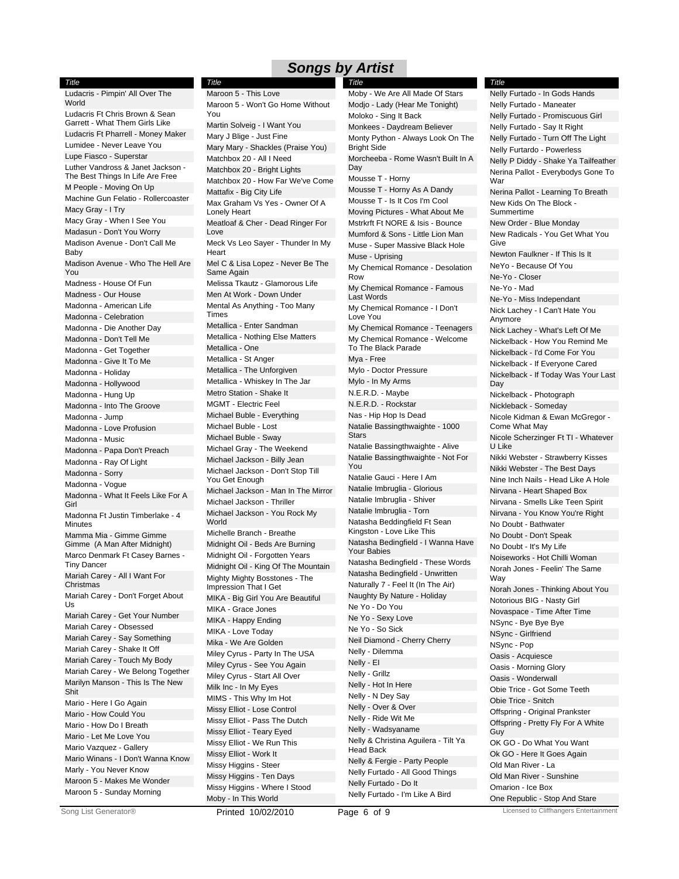# Songs by Artist

| Title |
|---|
| Ludacris - Pimpin' All Over The World |
| Ludacris Ft Chris Brown & Sean Garrett - What Them Girls Like |
| Ludacris Ft Pharrell - Money Maker |
| Lumidee - Never Leave You |
| Lupe Fiasco - Superstar |
| Luther Vandross & Janet Jackson - The Best Things In Life Are Free |
| M People - Moving On Up |
| Machine Gun Felatio - Rollercoaster |
| Macy Gray - I Try |
| Macy Gray - When I See You |
| Madasun - Don't You Worry |
| Madison Avenue - Don't Call Me Baby |
| Madison Avenue - Who The Hell Are You |
| Madness - House Of Fun |
| Madness - Our House |
| Madonna - American Life |
| Madonna - Celebration |
| Madonna - Die Another Day |
| Madonna - Don't Tell Me |
| Madonna - Get Together |
| Madonna - Give It To Me |
| Madonna - Holiday |
| Madonna - Hollywood |
| Madonna - Hung Up |
| Madonna - Into The Groove |
| Madonna - Jump |
| Madonna - Love Profusion |
| Madonna - Music |
| Madonna - Papa Don't Preach |
| Madonna - Ray Of Light |
| Madonna - Sorry |
| Madonna - Vogue |
| Madonna - What It Feels Like For A Girl |
| Madonna Ft Justin Timberlake - 4 Minutes |
| Mamma Mia - Gimme Gimme Gimme (A Man After Midnight) |
| Marco Denmark Ft Casey Barnes - Tiny Dancer |
| Mariah Carey - All I Want For Christmas |
| Mariah Carey - Don't Forget About Us |
| Mariah Carey - Get Your Number |
| Mariah Carey - Obsessed |
| Mariah Carey - Say Something |
| Mariah Carey - Shake It Off |
| Mariah Carey - Touch My Body |
| Mariah Carey - We Belong Together |
| Marilyn Manson - This Is The New Shit |
| Mario - Here I Go Again |
| Mario - How Could You |
| Mario - How Do I Breath |
| Mario - Let Me Love You |
| Mario Vazquez - Gallery |
| Mario Winans - I Don't Wanna Know |
| Marly - You Never Know |
| Maroon 5 - Makes Me Wonder |
| Maroon 5 - Sunday Morning |
| Maroon 5 - This Love |
| Maroon 5 - Won't Go Home Without You |
| Martin Solveig - I Want You |
| Mary J Blige - Just Fine |
| Mary Mary - Shackles (Praise You) |
| Matchbox 20 - All I Need |
| Matchbox 20 - Bright Lights |
| Matchbox 20 - How Far We've Come |
| Mattafix - Big City Life |
| Max Graham Vs Yes - Owner Of A Lonely Heart |
| Meatloaf & Cher - Dead Ringer For Love |
| Meck Vs Leo Sayer - Thunder In My Heart |
| Mel C & Lisa Lopez - Never Be The Same Again |
| Melissa Tkautz - Glamorous Life |
| Men At Work - Down Under |
| Mental As Anything - Too Many Times |
| Metallica - Enter Sandman |
| Metallica - Nothing Else Matters |
| Metallica - One |
| Metallica - St Anger |
| Metallica - The Unforgiven |
| Metallica - Whiskey In The Jar |
| Metro Station - Shake It |
| MGMT - Electric Feel |
| Michael Buble - Everything |
| Michael Buble - Lost |
| Michael Buble - Sway |
| Michael Gray - The Weekend |
| Michael Jackson - Billy Jean |
| Michael Jackson - Don't Stop Till You Get Enough |
| Michael Jackson - Man In The Mirror |
| Michael Jackson - Thriller |
| Michael Jackson - You Rock My World |
| Michelle Branch - Breathe |
| Midnight Oil - Beds Are Burning |
| Midnight Oil - Forgotten Years |
| Midnight Oil - King Of The Mountain |
| Mighty Mighty Bosstones - The Impression That I Get |
| MIKA - Big Girl You Are Beautiful |
| MIKA - Grace Jones |
| MIKA - Happy Ending |
| MIKA - Love Today |
| Mika - We Are Golden |
| Miley Cyrus - Party In The USA |
| Miley Cyrus - See You Again |
| Miley Cyrus - Start All Over |
| Milk Inc - In My Eyes |
| MIMS - This Why Im Hot |
| Missy Elliot - Lose Control |
| Missy Elliot - Pass The Dutch |
| Missy Elliot - Teary Eyed |
| Missy Elliot - We Run This |
| Missy Elliot - Work It |
| Missy Higgins - Steer |
| Missy Higgins - Ten Days |
| Missy Higgins - Where I Stood |
| Moby - In This World |
| Moby - We Are All Made Of Stars |
| Modjo - Lady (Hear Me Tonight) |
| Moloko - Sing It Back |
| Monkees - Daydream Believer |
| Monty Python - Always Look On The Bright Side |
| Morcheeba - Rome Wasn't Built In A Day |
| Mousse T - Horny |
| Mousse T - Horny As A Dandy |
| Mousse T - Is It Cos I'm Cool |
| Moving Pictures - What About Me |
| Mstrkrft Ft NORE & Isis - Bounce |
| Mumford & Sons - Little Lion Man |
| Muse - Super Massive Black Hole |
| Muse - Uprising |
| My Chemical Romance - Desolation Row |
| My Chemical Romance - Famous Last Words |
| My Chemical Romance - I Don't Love You |
| My Chemical Romance - Teenagers |
| My Chemical Romance - Welcome To The Black Parade |
| Mya - Free |
| Mylo - Doctor Pressure |
| Mylo - In My Arms |
| N.E.R.D. - Maybe |
| N.E.R.D. - Rockstar |
| Nas - Hip Hop Is Dead |
| Natalie Bassingthwaighte - 1000 Stars |
| Natalie Bassingthwaighte - Alive |
| Natalie Bassingthwaighte - Not For You |
| Natalie Gauci - Here I Am |
| Natalie Imbruglia - Glorious |
| Natalie Imbruglia - Shiver |
| Natalie Imbruglia - Torn |
| Natasha Beddingfield Ft Sean Kingston - Love Like This |
| Natasha Bedingfield - I Wanna Have Your Babies |
| Natasha Bedingfield - These Words |
| Natasha Bedingfield - Unwritten |
| Naturally 7 - Feel It (In The Air) |
| Naughty By Nature - Holiday |
| Ne Yo - Do You |
| Ne Yo - Sexy Love |
| Ne Yo - So Sick |
| Neil Diamond - Cherry Cherry |
| Nelly - Dilemma |
| Nelly - El |
| Nelly - Grillz |
| Nelly - Hot In Here |
| Nelly - N Dey Say |
| Nelly - Over & Over |
| Nelly - Ride Wit Me |
| Nelly - Wadsyaname |
| Nelly & Christina Aguilera - Tilt Ya Head Back |
| Nelly & Fergie - Party People |
| Nelly Furtado - All Good Things |
| Nelly Furtado - Do It |
| Nelly Furtado - I'm Like A Bird |
| Nelly Furtado - In Gods Hands |
| Nelly Furtado - Maneater |
| Nelly Furtado - Promiscuous Girl |
| Nelly Furtado - Say It Right |
| Nelly Furtado - Turn Off The Light |
| Nelly Furtardo - Powerless |
| Nelly P Diddy - Shake Ya Tailfeather |
| Nerina Pallot - Everybodys Gone To War |
| Nerina Pallot - Learning To Breath |
| New Kids On The Block - Summertime |
| New Order - Blue Monday |
| New Radicals - You Get What You Give |
| Newton Faulkner - If This Is It |
| NeYo - Because Of You |
| Ne-Yo - Closer |
| Ne-Yo - Mad |
| Ne-Yo - Miss Independant |
| Nick Lachey - I Can't Hate You Anymore |
| Nick Lachey - What's Left Of Me |
| Nickelback - How You Remind Me |
| Nickelback - I'd Come For You |
| Nickelback - If Everyone Cared |
| Nickelback - If Today Was Your Last Day |
| Nickelback - Photograph |
| Nickleback - Someday |
| Nicole Kidman & Ewan McGregor - Come What May |
| Nicole Scherzinger Ft TI - Whatever U Like |
| Nikki Webster - Strawberry Kisses |
| Nikki Webster - The Best Days |
| Nine Inch Nails - Head Like A Hole |
| Nirvana - Heart Shaped Box |
| Nirvana - Smells Like Teen Spirit |
| Nirvana - You Know You're Right |
| No Doubt - Bathwater |
| No Doubt - Don't Speak |
| No Doubt - It's My Life |
| Noiseworks - Hot Chilli Woman |
| Norah Jones - Feelin' The Same Way |
| Norah Jones - Thinking About You |
| Notorious BIG - Nasty Girl |
| Novaspace - Time After Time |
| NSync - Bye Bye Bye |
| NSync - Girlfriend |
| NSync - Pop |
| Oasis - Acquiesce |
| Oasis - Morning Glory |
| Oasis - Wonderwall |
| Obie Trice - Got Some Teeth |
| Obie Trice - Snitch |
| Offspring - Original Prankster |
| Offspring - Pretty Fly For A White Guy |
| OK GO - Do What You Want |
| Ok GO - Here It Goes Again |
| Old Man River - La |
| Old Man River - Sunshine |
| Omarion - Ice Box |
| One Republic - Stop And Stare |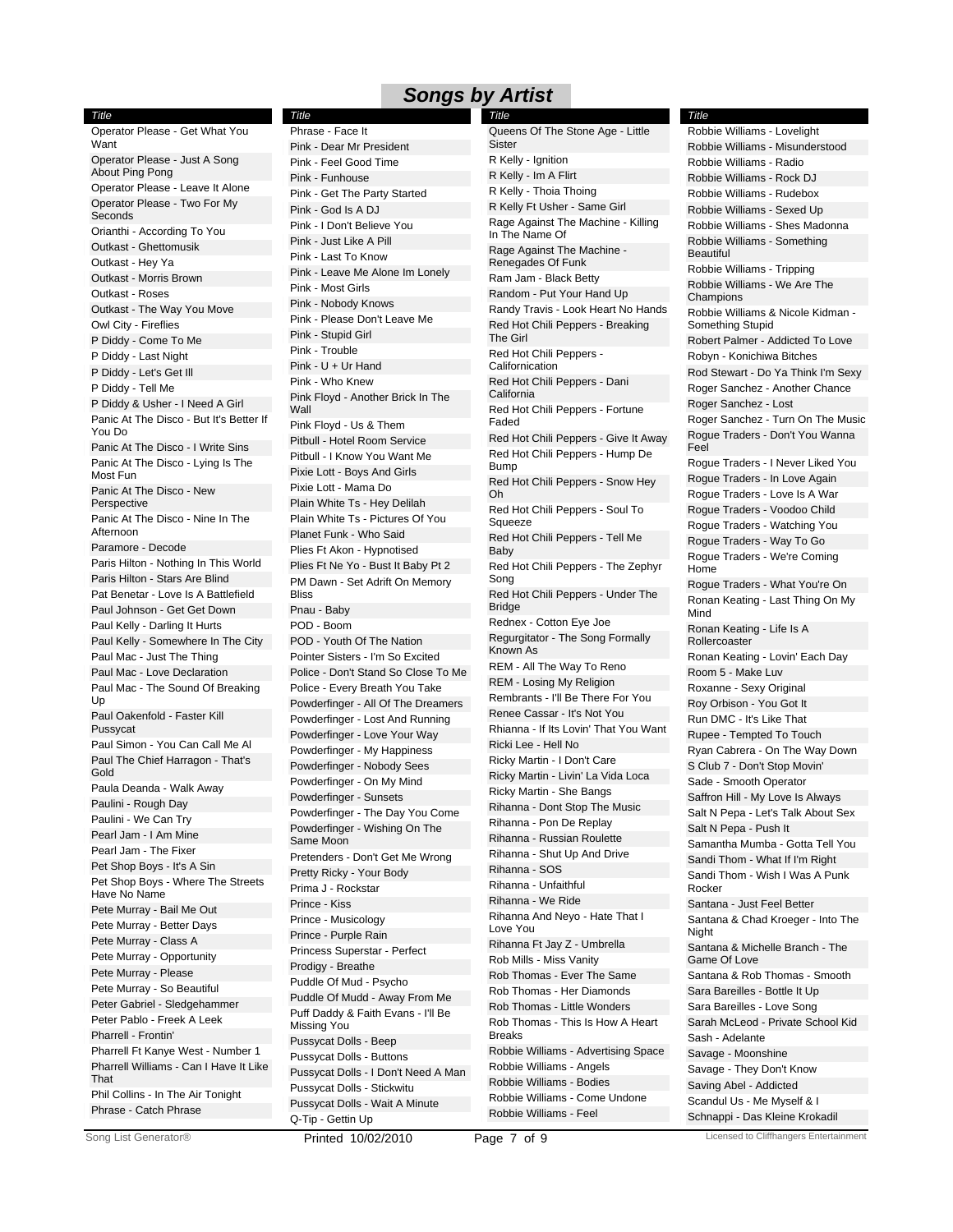# Songs by Artist

| Title |
|---|
| Operator Please - Get What You Want |
| Operator Please - Just A Song About Ping Pong |
| Operator Please - Leave It Alone |
| Operator Please - Two For My Seconds |
| Orianthi - According To You |
| Outkast - Ghettomusik |
| Outkast - Hey Ya |
| Outkast - Morris Brown |
| Outkast - Roses |
| Outkast - The Way You Move |
| Owl City - Fireflies |
| P Diddy - Come To Me |
| P Diddy - Last Night |
| P Diddy - Let's Get Ill |
| P Diddy - Tell Me |
| P Diddy & Usher - I Need A Girl |
| Panic At The Disco - But It's Better If You Do |
| Panic At The Disco - I Write Sins |
| Panic At The Disco - Lying Is The Most Fun |
| Panic At The Disco - New Perspective |
| Panic At The Disco - Nine In The Afternoon |
| Paramore - Decode |
| Paris Hilton - Nothing In This World |
| Paris Hilton - Stars Are Blind |
| Pat Benetar - Love Is A Battlefield |
| Paul Johnson - Get Get Down |
| Paul Kelly - Darling It Hurts |
| Paul Kelly - Somewhere In The City |
| Paul Mac - Just The Thing |
| Paul Mac - Love Declaration |
| Paul Mac - The Sound Of Breaking Up |
| Paul Oakenfold - Faster Kill Pussycat |
| Paul Simon - You Can Call Me Al |
| Paul The Chief Harragon - That's Gold |
| Paula Deanda - Walk Away |
| Paulini - Rough Day |
| Paulini - We Can Try |
| Pearl Jam - I Am Mine |
| Pearl Jam - The Fixer |
| Pet Shop Boys - It's A Sin |
| Pet Shop Boys - Where The Streets Have No Name |
| Pete Murray - Bail Me Out |
| Pete Murray - Better Days |
| Pete Murray - Class A |
| Pete Murray - Opportunity |
| Pete Murray - Please |
| Pete Murray - So Beautiful |
| Peter Gabriel - Sledgehammer |
| Peter Pablo - Freek A Leek |
| Pharrell - Frontin' |
| Pharrell Ft Kanye West - Number 1 |
| Pharrell Williams - Can I Have It Like That |
| Phil Collins - In The Air Tonight |
| Phrase - Catch Phrase |
| Phrase - Face It |
| Pink - Dear Mr President |
| Pink - Feel Good Time |
| Pink - Funhouse |
| Pink - Get The Party Started |
| Pink - God Is A DJ |
| Pink - I Don't Believe You |
| Pink - Just Like A Pill |
| Pink - Last To Know |
| Pink - Leave Me Alone Im Lonely |
| Pink - Most Girls |
| Pink - Nobody Knows |
| Pink - Please Don't Leave Me |
| Pink - Stupid Girl |
| Pink - Trouble |
| Pink - U + Ur Hand |
| Pink - Who Knew |
| Pink Floyd - Another Brick In The Wall |
| Pink Floyd - Us & Them |
| Pitbull - Hotel Room Service |
| Pitbull - I Know You Want Me |
| Pixie Lott - Boys And Girls |
| Pixie Lott - Mama Do |
| Plain White Ts - Hey Delilah |
| Plain White Ts - Pictures Of You |
| Planet Funk - Who Said |
| Plies Ft Akon - Hypnotised |
| Plies Ft Ne Yo - Bust It Baby Pt 2 |
| PM Dawn - Set Adrift On Memory Bliss |
| Pnau - Baby |
| POD - Boom |
| POD - Youth Of The Nation |
| Pointer Sisters - I'm So Excited |
| Police - Don't Stand So Close To Me |
| Police - Every Breath You Take |
| Powderfinger - All Of The Dreamers |
| Powderfinger - Lost And Running |
| Powderfinger - Love Your Way |
| Powderfinger - My Happiness |
| Powderfinger - Nobody Sees |
| Powderfinger - On My Mind |
| Powderfinger - Sunsets |
| Powderfinger - The Day You Come |
| Powderfinger - Wishing On The Same Moon |
| Pretenders - Don't Get Me Wrong |
| Pretty Ricky - Your Body |
| Prima J - Rockstar |
| Prince - Kiss |
| Prince - Musicology |
| Prince - Purple Rain |
| Princess Superstar - Perfect |
| Prodigy - Breathe |
| Puddle Of Mud - Psycho |
| Puddle Of Mudd - Away From Me |
| Puff Daddy & Faith Evans - I'll Be Missing You |
| Pussycat Dolls - Beep |
| Pussycat Dolls - Buttons |
| Pussycat Dolls - I Don't Need A Man |
| Pussycat Dolls - Stickwitu |
| Pussycat Dolls - Wait A Minute |
| Q-Tip - Gettin Up |
| Queens Of The Stone Age - Little Sister |
| R Kelly - Ignition |
| R Kelly - Im A Flirt |
| R Kelly - Thoia Thoing |
| R Kelly Ft Usher - Same Girl |
| Rage Against The Machine - Killing In The Name Of |
| Rage Against The Machine - Renegades Of Funk |
| Ram Jam - Black Betty |
| Random - Put Your Hand Up |
| Randy Travis - Look Heart No Hands |
| Red Hot Chili Peppers - Breaking The Girl |
| Red Hot Chili Peppers - Californication |
| Red Hot Chili Peppers - Dani California |
| Red Hot Chili Peppers - Fortune Faded |
| Red Hot Chili Peppers - Give It Away |
| Red Hot Chili Peppers - Hump De Bump |
| Red Hot Chili Peppers - Snow Hey Oh |
| Red Hot Chili Peppers - Soul To Squeeze |
| Red Hot Chili Peppers - Tell Me Baby |
| Red Hot Chili Peppers - The Zephyr Song |
| Red Hot Chili Peppers - Under The Bridge |
| Rednex - Cotton Eye Joe |
| Regurgitator - The Song Formally Known As |
| REM - All The Way To Reno |
| REM - Losing My Religion |
| Rembrants - I'll Be There For You |
| Renee Cassar - It's Not You |
| Rhianna - If Its Lovin' That You Want |
| Ricki Lee - Hell No |
| Ricky Martin - I Don't Care |
| Ricky Martin - Livin' La Vida Loca |
| Ricky Martin - She Bangs |
| Rihanna - Dont Stop The Music |
| Rihanna - Pon De Replay |
| Rihanna - Russian Roulette |
| Rihanna - Shut Up And Drive |
| Rihanna - SOS |
| Rihanna - Unfaithful |
| Rihanna - We Ride |
| Rihanna And Neyo - Hate That I Love You |
| Rihanna Ft Jay Z - Umbrella |
| Rob Mills - Miss Vanity |
| Rob Thomas - Ever The Same |
| Rob Thomas - Her Diamonds |
| Rob Thomas - Little Wonders |
| Rob Thomas - This Is How A Heart Breaks |
| Robbie Williams - Advertising Space |
| Robbie Williams - Angels |
| Robbie Williams - Bodies |
| Robbie Williams - Come Undone |
| Robbie Williams - Feel |
| Robbie Williams - Lovelight |
| Robbie Williams - Misunderstood |
| Robbie Williams - Radio |
| Robbie Williams - Rock DJ |
| Robbie Williams - Rudebox |
| Robbie Williams - Sexed Up |
| Robbie Williams - Shes Madonna |
| Robbie Williams - Something Beautiful |
| Robbie Williams - Tripping |
| Robbie Williams - We Are The Champions |
| Robbie Williams & Nicole Kidman - Something Stupid |
| Robert Palmer - Addicted To Love |
| Robyn - Konichiwa Bitches |
| Rod Stewart - Do Ya Think I'm Sexy |
| Roger Sanchez - Another Chance |
| Roger Sanchez - Lost |
| Roger Sanchez - Turn On The Music |
| Rogue Traders - Don't You Wanna Feel |
| Rogue Traders - I Never Liked You |
| Rogue Traders - In Love Again |
| Rogue Traders - Love Is A War |
| Rogue Traders - Voodoo Child |
| Rogue Traders - Watching You |
| Rogue Traders - Way To Go |
| Rogue Traders - We're Coming Home |
| Rogue Traders - What You're On |
| Ronan Keating - Last Thing On My Mind |
| Ronan Keating - Life Is A Rollercoaster |
| Ronan Keating - Lovin' Each Day |
| Room 5 - Make Luv |
| Roxanne - Sexy Original |
| Roy Orbison - You Got It |
| Run DMC - It's Like That |
| Rupee - Tempted To Touch |
| Ryan Cabrera - On The Way Down |
| S Club 7 - Don't Stop Movin' |
| Sade - Smooth Operator |
| Saffron Hill - My Love Is Always |
| Salt N Pepa - Let's Talk About Sex |
| Salt N Pepa - Push It |
| Samantha Mumba - Gotta Tell You |
| Sandi Thom - What If I'm Right |
| Sandi Thom - Wish I Was A Punk Rocker |
| Santana - Just Feel Better |
| Santana & Chad Kroeger - Into The Night |
| Santana & Michelle Branch - The Game Of Love |
| Santana & Rob Thomas - Smooth |
| Sara Bareilles - Bottle It Up |
| Sara Bareilles - Love Song |
| Sarah McLeod - Private School Kid |
| Sash - Adelante |
| Savage - Moonshine |
| Savage - They Don't Know |
| Saving Abel - Addicted |
| Scandul Us - Me Myself & I |
| Schnappi - Das Kleine Krokadil |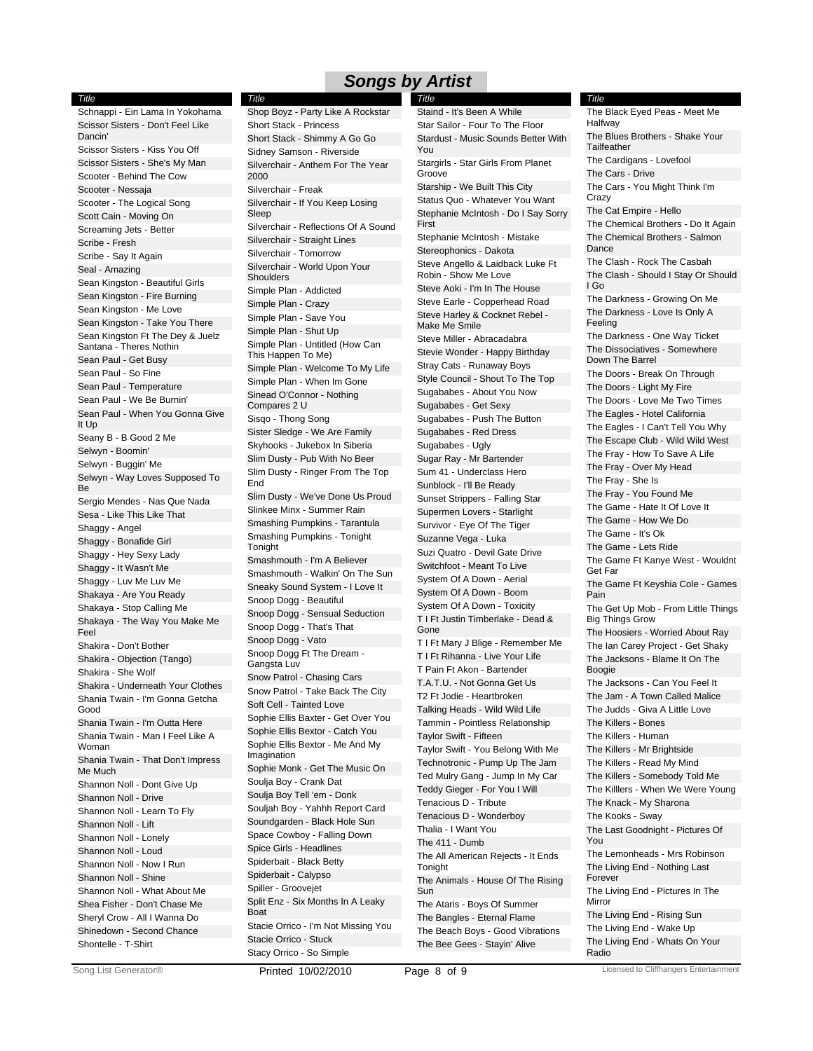## Songs by Artist

| Title |
|---|
| Schnappi - Ein Lama In Yokohama |
| Scissor Sisters - Don't Feel Like Dancin' |
| Scissor Sisters - Kiss You Off |
| Scissor Sisters - She's My Man |
| Scooter - Behind The Cow |
| Scooter - Nessaja |
| Scooter - The Logical Song |
| Scott Cain - Moving On |
| Screaming Jets - Better |
| Scribe - Fresh |
| Scribe - Say It Again |
| Seal - Amazing |
| Sean Kingston - Beautiful Girls |
| Sean Kingston - Fire Burning |
| Sean Kingston - Me Love |
| Sean Kingston - Take You There |
| Sean Kingston Ft The Dey & Juelz Santana - Theres Nothin |
| Sean Paul - Get Busy |
| Sean Paul - So Fine |
| Sean Paul - Temperature |
| Sean Paul - We Be Burnin' |
| Sean Paul - When You Gonna Give It Up |
| Seany B - B Good 2 Me |
| Selwyn - Boomin' |
| Selwyn - Buggin' Me |
| Selwyn - Way Loves Supposed To Be |
| Sergio Mendes - Nas Que Nada |
| Sesa - Like This Like That |
| Shaggy - Angel |
| Shaggy - Bonafide Girl |
| Shaggy - Hey Sexy Lady |
| Shaggy - It Wasn't Me |
| Shaggy - Luv Me Luv Me |
| Shakaya - Are You Ready |
| Shakaya - Stop Calling Me |
| Shakaya - The Way You Make Me Feel |
| Shakira - Don't Bother |
| Shakira - Objection (Tango) |
| Shakira - She Wolf |
| Shakira - Underneath Your Clothes |
| Shania Twain - I'm Gonna Getcha Good |
| Shania Twain - I'm Outta Here |
| Shania Twain - Man I Feel Like A Woman |
| Shania Twain - That Don't Impress Me Much |
| Shannon Noll - Dont Give Up |
| Shannon Noll - Drive |
| Shannon Noll - Learn To Fly |
| Shannon Noll - Lift |
| Shannon Noll - Lonely |
| Shannon Noll - Loud |
| Shannon Noll - Now I Run |
| Shannon Noll - Shine |
| Shannon Noll - What About Me |
| Shea Fisher - Don't Chase Me |
| Sheryl Crow - All I Wanna Do |
| Shinedown - Second Chance |
| Shontelle - T-Shirt |

| Title |
|---|
| Shop Boyz - Party Like A Rockstar |
| Short Stack - Princess |
| Short Stack - Shimmy A Go Go |
| Sidney Samson - Riverside |
| Silverchair - Anthem For The Year 2000 |
| Silverchair - Freak |
| Silverchair - If You Keep Losing Sleep |
| Silverchair - Reflections Of A Sound |
| Silverchair - Straight Lines |
| Silverchair - Tomorrow |
| Silverchair - World Upon Your Shoulders |
| Simple Plan - Addicted |
| Simple Plan - Crazy |
| Simple Plan - Save You |
| Simple Plan - Shut Up |
| Simple Plan - Untitled (How Can This Happen To Me) |
| Simple Plan - Welcome To My Life |
| Simple Plan - When Im Gone |
| Sinead O'Connor - Nothing Compares 2 U |
| Sisqo - Thong Song |
| Sister Sledge - We Are Family |
| Skyhooks - Jukebox In Siberia |
| Slim Dusty - Pub With No Beer |
| Slim Dusty - Ringer From The Top End |
| Slim Dusty - We've Done Us Proud |
| Slinkee Minx - Summer Rain |
| Smashing Pumpkins - Tarantula |
| Smashing Pumpkins - Tonight Tonight |
| Smashmouth - I'm A Believer |
| Smashmouth - Walkin' On The Sun |
| Sneaky Sound System - I Love It |
| Snoop Dogg - Beautiful |
| Snoop Dogg - Sensual Seduction |
| Snoop Dogg - That's That |
| Snoop Dogg - Vato |
| Snoop Dogg Ft The Dream - Gangsta Luv |
| Snow Patrol - Chasing Cars |
| Snow Patrol - Take Back The City |
| Soft Cell - Tainted Love |
| Sophie Ellis Baxter - Get Over You |
| Sophie Ellis Bextor - Catch You |
| Sophie Ellis Bextor - Me And My Imagination |
| Sophie Monk - Get The Music On |
| Soulja Boy - Crank Dat |
| Soulja Boy Tell 'em - Donk |
| Souljah Boy - Yahhh Report Card |
| Soundgarden - Black Hole Sun |
| Space Cowboy - Falling Down |
| Spice Girls - Headlines |
| Spiderbait - Black Betty |
| Spiderbait - Calypso |
| Spiller - Groovejet |
| Split Enz - Six Months In A Leaky Boat |
| Stacie Orrico - I'm Not Missing You |
| Stacie Orrico - Stuck |
| Stacy Orrico - So Simple |

| Title |
|---|
| Staind - It's Been A While |
| Star Sailor - Four To The Floor |
| Stardust - Music Sounds Better With You |
| Stargirls - Star Girls From Planet Groove |
| Starship - We Built This City |
| Status Quo - Whatever You Want |
| Stephanie McIntosh - Do I Say Sorry First |
| Stephanie McIntosh - Mistake |
| Stereophonics - Dakota |
| Steve Angello & Laidback Luke Ft Robin - Show Me Love |
| Steve Aoki - I'm In The House |
| Steve Earle - Copperhead Road |
| Steve Harley & Cocknet Rebel - Make Me Smile |
| Steve Miller - Abracadabra |
| Stevie Wonder - Happy Birthday |
| Stray Cats - Runaway Boys |
| Style Council - Shout To The Top |
| Sugababes - About You Now |
| Sugababes - Get Sexy |
| Sugababes - Push The Button |
| Sugababes - Red Dress |
| Sugababes - Ugly |
| Sugar Ray - Mr Bartender |
| Sum 41 - Underclass Hero |
| Sunblock - I'll Be Ready |
| Sunset Strippers - Falling Star |
| Supermen Lovers - Starlight |
| Survivor - Eye Of The Tiger |
| Suzanne Vega - Luka |
| Suzi Quatro - Devil Gate Drive |
| Switchfoot - Meant To Live |
| System Of A Down - Aerial |
| System Of A Down - Boom |
| System Of A Down - Toxicity |
| T I Ft Justin Timberlake - Dead & Gone |
| T I Ft Mary J Blige - Remember Me |
| T I Ft Rihanna - Live Your Life |
| T Pain Ft Akon - Bartender |
| T.A.T.U. - Not Gonna Get Us |
| T2 Ft Jodie - Heartbroken |
| Talking Heads - Wild Wild Life |
| Tammin - Pointless Relationship |
| Taylor Swift - Fifteen |
| Taylor Swift - You Belong With Me |
| Technotronic - Pump Up The Jam |
| Ted Mulry Gang - Jump In My Car |
| Teddy Gieger - For You I Will |
| Tenacious D - Tribute |
| Tenacious D - Wonderboy |
| Thalia - I Want You |
| The 411 - Dumb |
| The All American Rejects - It Ends Tonight |
| The Animals - House Of The Rising Sun |
| The Ataris - Boys Of Summer |
| The Bangles - Eternal Flame |
| The Beach Boys - Good Vibrations |
| The Bee Gees - Stayin' Alive |

| Title |
|---|
| The Black Eyed Peas - Meet Me Halfway |
| The Blues Brothers - Shake Your Tailfeather |
| The Cardigans - Lovefool |
| The Cars - Drive |
| The Cars - You Might Think I'm Crazy |
| The Cat Empire - Hello |
| The Chemical Brothers - Do It Again |
| The Chemical Brothers - Salmon Dance |
| The Clash - Rock The Casbah |
| The Clash - Should I Stay Or Should I Go |
| The Darkness - Growing On Me |
| The Darkness - Love Is Only A Feeling |
| The Darkness - One Way Ticket |
| The Dissociatives - Somewhere Down The Barrel |
| The Doors - Break On Through |
| The Doors - Light My Fire |
| The Doors - Love Me Two Times |
| The Eagles - Hotel California |
| The Eagles - I Can't Tell You Why |
| The Escape Club - Wild Wild West |
| The Fray - How To Save A Life |
| The Fray - Over My Head |
| The Fray - She Is |
| The Fray - You Found Me |
| The Game - Hate It Of Love It |
| The Game - How We Do |
| The Game - It's Ok |
| The Game - Lets Ride |
| The Game Ft Kanye West - Wouldnt Get Far |
| The Game Ft Keyshia Cole - Games Pain |
| The Get Up Mob - From Little Things Big Things Grow |
| The Hoosiers - Worried About Ray |
| The Ian Carey Project - Get Shaky |
| The Jacksons - Blame It On The Boogie |
| The Jacksons - Can You Feel It |
| The Jam - A Town Called Malice |
| The Judds - Giva A Little Love |
| The Killers - Bones |
| The Killers - Human |
| The Killers - Mr Brightside |
| The Killers - Read My Mind |
| The Killers - Somebody Told Me |
| The Killlers - When We Were Young |
| The Knack - My Sharona |
| The Kooks - Sway |
| The Last Goodnight - Pictures Of You |
| The Lemonheads - Mrs Robinson |
| The Living End - Nothing Last Forever |
| The Living End - Pictures In The Mirror |
| The Living End - Rising Sun |
| The Living End - Wake Up |
| The Living End - Whats On Your Radio |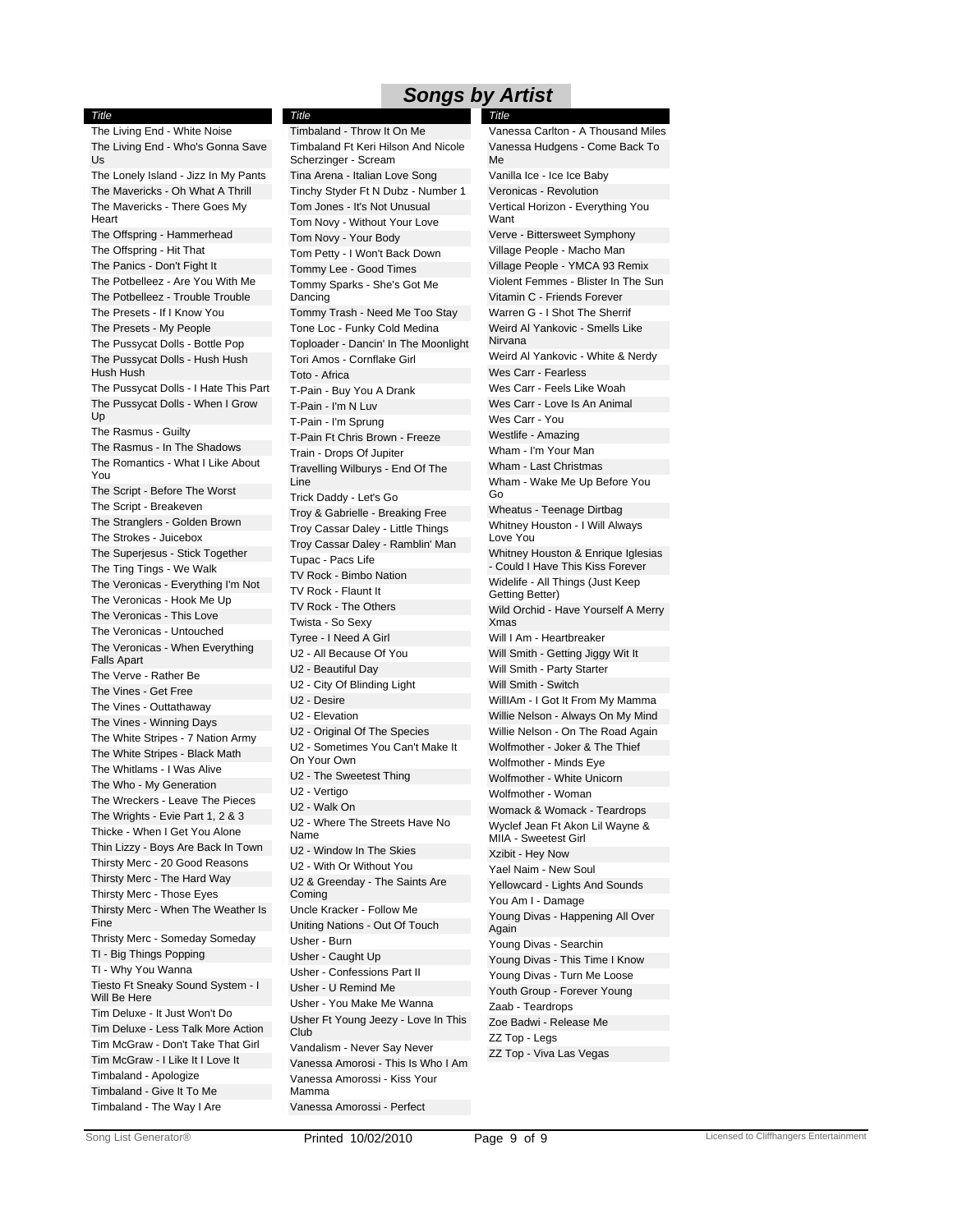# Songs by Artist

| Title |
| --- |
| The Living End - White Noise |
| The Living End - Who's Gonna Save Us |
| The Lonely Island - Jizz In My Pants |
| The Mavericks - Oh What A Thrill |
| The Mavericks - There Goes My Heart |
| The Offspring - Hammerhead |
| The Offspring - Hit That |
| The Panics - Don't Fight It |
| The Potbelleez - Are You With Me |
| The Potbelleez - Trouble Trouble |
| The Presets - If I Know You |
| The Presets - My People |
| The Pussycat Dolls - Bottle Pop |
| The Pussycat Dolls - Hush Hush Hush Hush |
| The Pussycat Dolls - I Hate This Part |
| The Pussycat Dolls - When I Grow Up |
| The Rasmus - Guilty |
| The Rasmus - In The Shadows |
| The Romantics - What I Like About You |
| The Script - Before The Worst |
| The Script - Breakeven |
| The Stranglers - Golden Brown |
| The Strokes - Juicebox |
| The Superjesus - Stick Together |
| The Ting Tings - We Walk |
| The Veronicas - Everything I'm Not |
| The Veronicas - Hook Me Up |
| The Veronicas - This Love |
| The Veronicas - Untouched |
| The Veronicas - When Everything Falls Apart |
| The Verve - Rather Be |
| The Vines - Get Free |
| The Vines - Outtathaway |
| The Vines - Winning Days |
| The White Stripes - 7 Nation Army |
| The White Stripes - Black Math |
| The Whitlams - I Was Alive |
| The Who - My Generation |
| The Wreckers - Leave The Pieces |
| The Wrights - Evie Part 1, 2 & 3 |
| Thicke - When I Get You Alone |
| Thin Lizzy - Boys Are Back In Town |
| Thirsty Merc - 20 Good Reasons |
| Thirsty Merc - The Hard Way |
| Thirsty Merc - Those Eyes |
| Thirsty Merc - When The Weather Is Fine |
| Thristy Merc - Someday Someday |
| TI - Big Things Popping |
| TI - Why You Wanna |
| Tiesto Ft Sneaky Sound System - I Will Be Here |
| Tim Deluxe - It Just Won't Do |
| Tim Deluxe - Less Talk More Action |
| Tim McGraw - Don't Take That Girl |
| Tim McGraw - I Like It I Love It |
| Timbaland - Apologize |
| Timbaland - Give It To Me |
| Timbaland - The Way I Are |
| Timbaland - Throw It On Me |
| Timbaland Ft Keri Hilson And Nicole Scherzinger - Scream |
| Tina Arena - Italian Love Song |
| Tinchy Styder Ft N Dubz - Number 1 |
| Tom Jones - It's Not Unusual |
| Tom Novy - Without Your Love |
| Tom Novy - Your Body |
| Tom Petty - I Won't Back Down |
| Tommy Lee - Good Times |
| Tommy Sparks - She's Got Me Dancing |
| Tommy Trash - Need Me Too Stay |
| Tone Loc - Funky Cold Medina |
| Toploader - Dancin' In The Moonlight |
| Tori Amos - Cornflake Girl |
| Toto - Africa |
| T-Pain - Buy You A Drank |
| T-Pain - I'm N Luv |
| T-Pain - I'm Sprung |
| T-Pain Ft Chris Brown - Freeze |
| Train - Drops Of Jupiter |
| Travelling Wilburys - End Of The Line |
| Trick Daddy - Let's Go |
| Troy & Gabrielle - Breaking Free |
| Troy Cassar Daley - Little Things |
| Troy Cassar Daley - Ramblin' Man |
| Tupac - Pacs Life |
| TV Rock - Bimbo Nation |
| TV Rock - Flaunt It |
| TV Rock - The Others |
| Twista - So Sexy |
| Tyree - I Need A Girl |
| U2 - All Because Of You |
| U2 - Beautiful Day |
| U2 - City Of Blinding Light |
| U2 - Desire |
| U2 - Elevation |
| U2 - Original Of The Species |
| U2 - Sometimes You Can't Make It On Your Own |
| U2 - The Sweetest Thing |
| U2 - Vertigo |
| U2 - Walk On |
| U2 - Where The Streets Have No Name |
| U2 - Window In The Skies |
| U2 - With Or Without You |
| U2 & Greenday - The Saints Are Coming |
| Uncle Kracker - Follow Me |
| Uniting Nations - Out Of Touch |
| Usher - Burn |
| Usher - Caught Up |
| Usher - Confessions Part II |
| Usher - U Remind Me |
| Usher - You Make Me Wanna |
| Usher Ft Young Jeezy - Love In This Club |
| Vandalism - Never Say Never |
| Vanessa Amorosi - This Is Who I Am |
| Vanessa Amorossi - Kiss Your Mamma |
| Vanessa Amorossi - Perfect |
| Vanessa Carlton - A Thousand Miles |
| Vanessa Hudgens - Come Back To Me |
| Vanilla Ice - Ice Ice Baby |
| Veronicas - Revolution |
| Vertical Horizon - Everything You Want |
| Verve - Bittersweet Symphony |
| Village People - Macho Man |
| Village People - YMCA 93 Remix |
| Violent Femmes - Blister In The Sun |
| Vitamin C - Friends Forever |
| Warren G - I Shot The Sherrif |
| Weird Al Yankovic - Smells Like Nirvana |
| Weird Al Yankovic - White & Nerdy |
| Wes Carr - Fearless |
| Wes Carr - Feels Like Woah |
| Wes Carr - Love Is An Animal |
| Wes Carr - You |
| Westlife - Amazing |
| Wham - I'm Your Man |
| Wham - Last Christmas |
| Wham - Wake Me Up Before You Go |
| Wheatus - Teenage Dirtbag |
| Whitney Houston - I Will Always Love You |
| Whitney Houston & Enrique Iglesias - Could I Have This Kiss Forever |
| Widelife - All Things (Just Keep Getting Better) |
| Wild Orchid - Have Yourself A Merry Xmas |
| Will I Am - Heartbreaker |
| Will Smith - Getting Jiggy Wit It |
| Will Smith - Party Starter |
| Will Smith - Switch |
| WillIAm - I Got It From My Mamma |
| Willie Nelson - Always On My Mind |
| Willie Nelson - On The Road Again |
| Wolfmother - Joker & The Thief |
| Wolfmother - Minds Eye |
| Wolfmother - White Unicorn |
| Wolfmother - Woman |
| Womack & Womack - Teardrops |
| Wyclef Jean Ft Akon Lil Wayne & MIIA - Sweetest Girl |
| Xzibit - Hey Now |
| Yael Naim - New Soul |
| Yellowcard - Lights And Sounds |
| You Am I - Damage |
| Young Divas - Happening All Over Again |
| Young Divas - Searchin |
| Young Divas - This Time I Know |
| Young Divas - Turn Me Loose |
| Youth Group - Forever Young |
| Zaab - Teardrops |
| Zoe Badwi - Release Me |
| ZZ Top - Legs |
| ZZ Top - Viva Las Vegas |